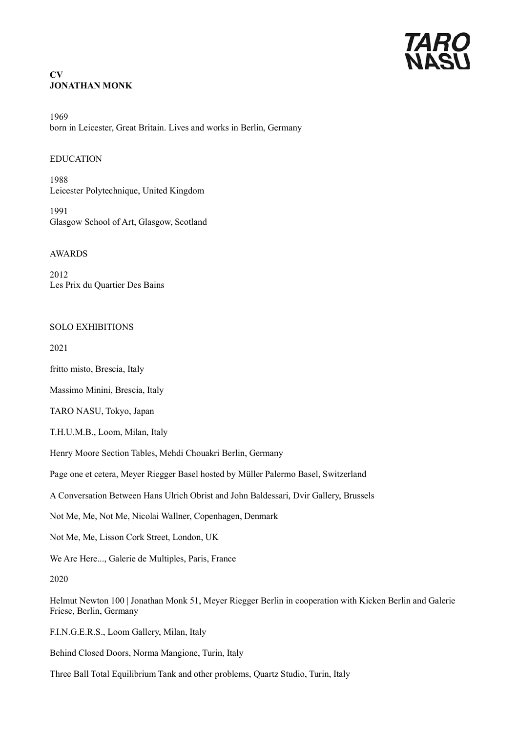# CV
# JONATHAN MONK

1969
born in Leicester, Great Britain. Lives and works in Berlin, Germany

## EDUCATION

1988
Leicester Polytechnique, United Kingdom

1991
Glasgow School of Art, Glasgow, Scotland

## AWARDS

2012
Les Prix du Quartier Des Bains

## SOLO EXHIBITIONS

2021

fritto misto, Brescia, Italy

Massimo Minini, Brescia, Italy

TARO NASU, Tokyo, Japan

T.H.U.M.B., Loom, Milan, Italy

Henry Moore Section Tables, Mehdi Chouakri Berlin, Germany

Page one et cetera, Meyer Riegger Basel hosted by Müller Palermo Basel, Switzerland

A Conversation Between Hans Ulrich Obrist and John Baldessari, Dvir Gallery, Brussels

Not Me, Me, Not Me, Nicolai Wallner, Copenhagen, Denmark

Not Me, Me, Lisson Cork Street, London, UK

We Are Here..., Galerie de Multiples, Paris, France

2020

Helmut Newton 100 | Jonathan Monk 51, Meyer Riegger Berlin in cooperation with Kicken Berlin and Galerie Friese, Berlin, Germany

F.I.N.G.E.R.S., Loom Gallery, Milan, Italy

Behind Closed Doors, Norma Mangione, Turin, Italy

Three Ball Total Equilibrium Tank and other problems, Quartz Studio, Turin, Italy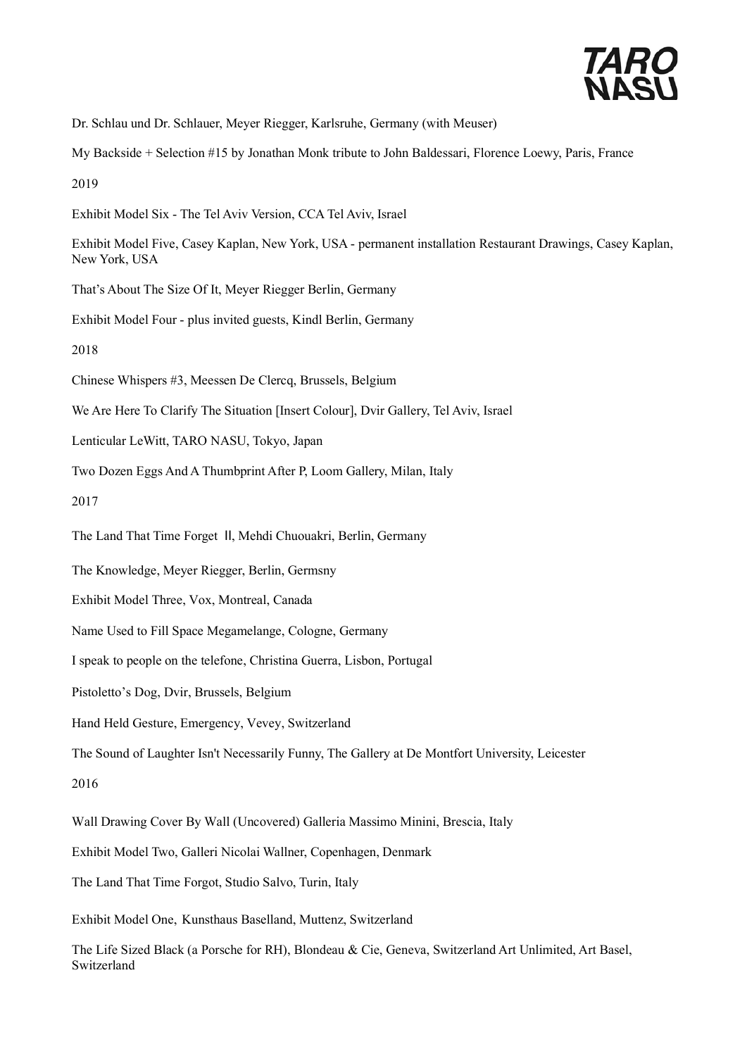Dr. Schlau und Dr. Schlauer, Meyer Riegger, Karlsruhe, Germany (with Meuser)

My Backside + Selection #15 by Jonathan Monk tribute to John Baldessari, Florence Loewy, Paris, France

2019

Exhibit Model Six - The Tel Aviv Version, CCA Tel Aviv, Israel

Exhibit Model Five, Casey Kaplan, New York, USA - permanent installation Restaurant Drawings, Casey Kaplan, New York, USA

That's About The Size Of It, Meyer Riegger Berlin, Germany

Exhibit Model Four - plus invited guests, Kindl Berlin, Germany

2018

Chinese Whispers #3, Meessen De Clercq, Brussels, Belgium

We Are Here To Clarify The Situation [Insert Colour], Dvir Gallery, Tel Aviv, Israel

Lenticular LeWitt, TARO NASU, Tokyo, Japan

Two Dozen Eggs And A Thumbprint After P, Loom Gallery, Milan, Italy

2017

The Land That Time Forget Ⅱ, Mehdi Chuouakri, Berlin, Germany

The Knowledge, Meyer Riegger, Berlin, Germsny

Exhibit Model Three, Vox, Montreal, Canada

Name Used to Fill Space Megamelange, Cologne, Germany

I speak to people on the telefone, Christina Guerra, Lisbon, Portugal

Pistoletto's Dog, Dvir, Brussels, Belgium

Hand Held Gesture, Emergency, Vevey, Switzerland

The Sound of Laughter Isn't Necessarily Funny, The Gallery at De Montfort University, Leicester

2016

Wall Drawing Cover By Wall (Uncovered) Galleria Massimo Minini, Brescia, Italy

Exhibit Model Two, Galleri Nicolai Wallner, Copenhagen, Denmark

The Land That Time Forgot, Studio Salvo, Turin, Italy

Exhibit Model One, Kunsthaus Baselland, Muttenz, Switzerland

The Life Sized Black (a Porsche for RH), Blondeau & Cie, Geneva, Switzerland Art Unlimited, Art Basel, Switzerland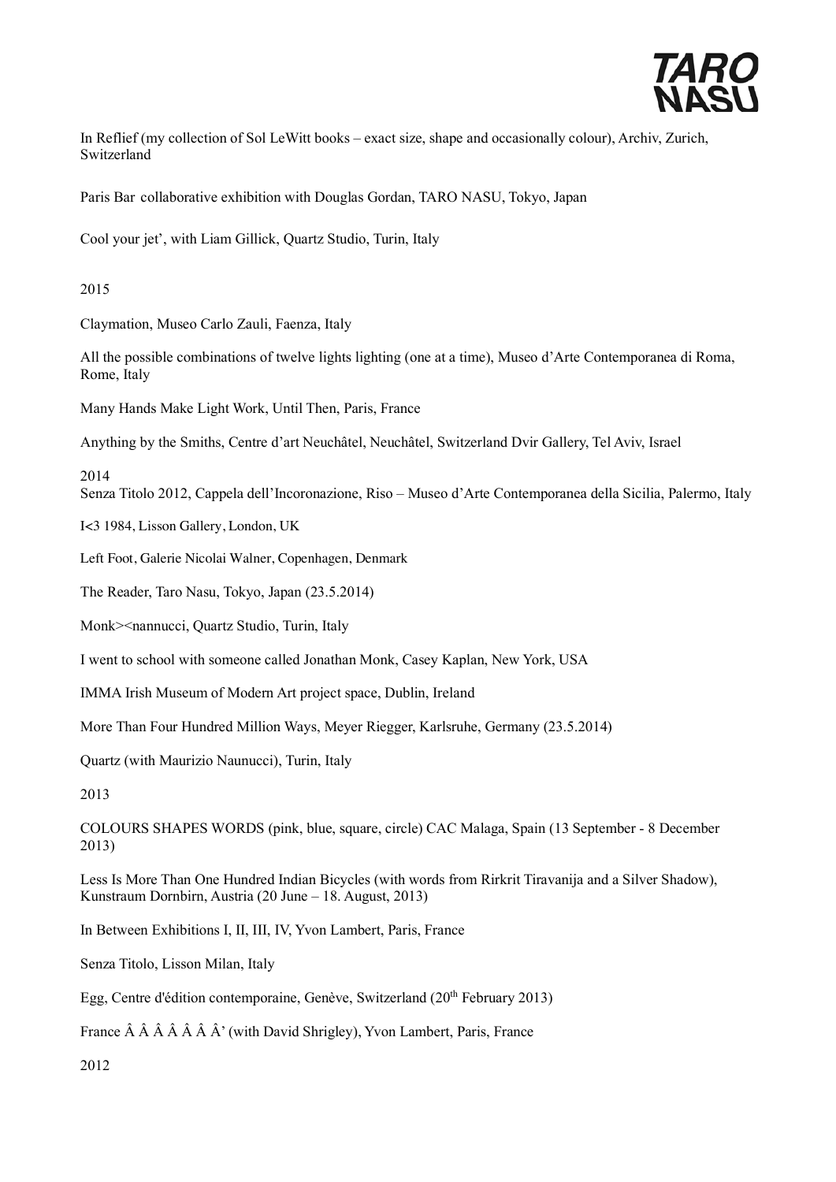In Reflief (my collection of Sol LeWitt books – exact size, shape and occasionally colour), Archiv, Zurich, Switzerland

Paris Bar collaborative exhibition with Douglas Gordan, TARO NASU, Tokyo, Japan

Cool your jet', with Liam Gillick, Quartz Studio, Turin, Italy

2015

Claymation, Museo Carlo Zauli, Faenza, Italy

All the possible combinations of twelve lights lighting (one at a time), Museo d'Arte Contemporanea di Roma, Rome, Italy

Many Hands Make Light Work, Until Then, Paris, France

Anything by the Smiths, Centre d'art Neuchâtel, Neuchâtel, Switzerland Dvir Gallery, Tel Aviv, Israel

2014

Senza Titolo 2012, Cappela dell'Incoronazione, Riso – Museo d'Arte Contemporanea della Sicilia, Palermo, Italy

I<3 1984, Lisson Gallery, London, UK

Left Foot, Galerie Nicolai Walner, Copenhagen, Denmark

The Reader, Taro Nasu, Tokyo, Japan (23.5.2014)

Monk><nannucci, Quartz Studio, Turin, Italy

I went to school with someone called Jonathan Monk, Casey Kaplan, New York, USA

IMMA Irish Museum of Modern Art project space, Dublin, Ireland

More Than Four Hundred Million Ways, Meyer Riegger, Karlsruhe, Germany (23.5.2014)

Quartz (with Maurizio Naunucci), Turin, Italy

2013

COLOURS SHAPES WORDS (pink, blue, square, circle) CAC Malaga, Spain (13 September - 8 December 2013)

Less Is More Than One Hundred Indian Bicycles (with words from Rirkrit Tiravanija and a Silver Shadow), Kunstraum Dornbirn, Austria (20 June – 18. August, 2013)

In Between Exhibitions I, II, III, IV, Yvon Lambert, Paris, France

Senza Titolo, Lisson Milan, Italy

Egg, Centre d'édition contemporaine, Genève, Switzerland (20th February 2013)

France Â Â Â Â Â Â Â' (with David Shrigley), Yvon Lambert, Paris, France

2012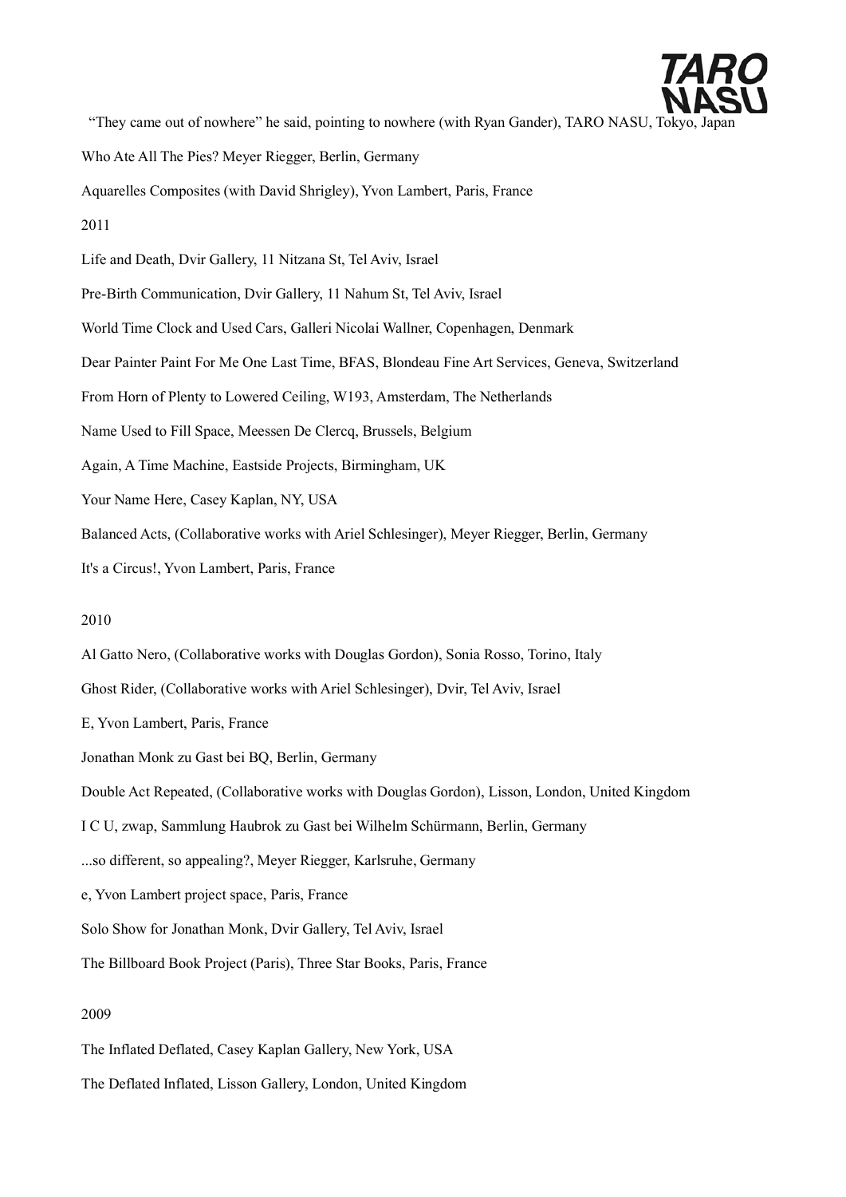"They came out of nowhere" he said, pointing to nowhere (with Ryan Gander), TARO NASU, Tokyo, Japan

Who Ate All The Pies? Meyer Riegger, Berlin, Germany

Aquarelles Composites (with David Shrigley), Yvon Lambert, Paris, France

2011

Life and Death, Dvir Gallery, 11 Nitzana St, Tel Aviv, Israel

Pre-Birth Communication, Dvir Gallery, 11 Nahum St, Tel Aviv, Israel

World Time Clock and Used Cars, Galleri Nicolai Wallner, Copenhagen, Denmark

Dear Painter Paint For Me One Last Time, BFAS, Blondeau Fine Art Services, Geneva, Switzerland

From Horn of Plenty to Lowered Ceiling, W193, Amsterdam, The Netherlands

Name Used to Fill Space, Meessen De Clercq, Brussels, Belgium

Again, A Time Machine, Eastside Projects, Birmingham, UK

Your Name Here, Casey Kaplan, NY, USA

Balanced Acts, (Collaborative works with Ariel Schlesinger), Meyer Riegger, Berlin, Germany

It's a Circus!, Yvon Lambert, Paris, France

2010

Al Gatto Nero, (Collaborative works with Douglas Gordon), Sonia Rosso, Torino, Italy

Ghost Rider, (Collaborative works with Ariel Schlesinger), Dvir, Tel Aviv, Israel

E, Yvon Lambert, Paris, France

Jonathan Monk zu Gast bei BQ, Berlin, Germany

Double Act Repeated, (Collaborative works with Douglas Gordon), Lisson, London, United Kingdom

I C U, zwap, Sammlung Haubrok zu Gast bei Wilhelm Schürmann, Berlin, Germany

...so different, so appealing?, Meyer Riegger, Karlsruhe, Germany

e, Yvon Lambert project space, Paris, France

Solo Show for Jonathan Monk, Dvir Gallery, Tel Aviv, Israel

The Billboard Book Project (Paris), Three Star Books, Paris, France

2009

The Inflated Deflated, Casey Kaplan Gallery, New York, USA

The Deflated Inflated, Lisson Gallery, London, United Kingdom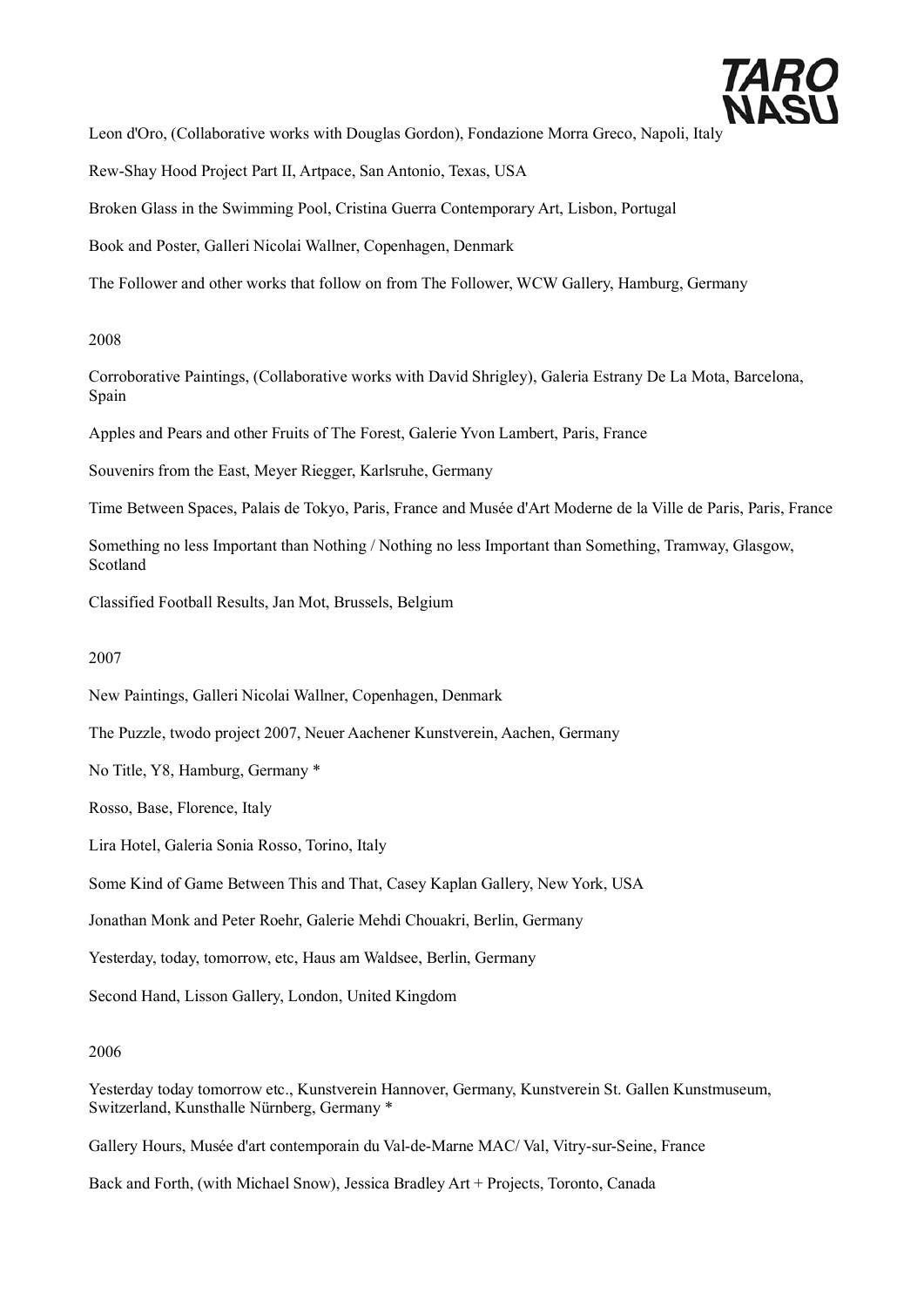Leon d'Oro, (Collaborative works with Douglas Gordon), Fondazione Morra Greco, Napoli, Italy

Rew-Shay Hood Project Part II, Artpace, San Antonio, Texas, USA

Broken Glass in the Swimming Pool, Cristina Guerra Contemporary Art, Lisbon, Portugal

Book and Poster, Galleri Nicolai Wallner, Copenhagen, Denmark

The Follower and other works that follow on from The Follower, WCW Gallery, Hamburg, Germany

2008

Corroborative Paintings, (Collaborative works with David Shrigley), Galeria Estrany De La Mota, Barcelona, Spain

Apples and Pears and other Fruits of The Forest, Galerie Yvon Lambert, Paris, France

Souvenirs from the East, Meyer Riegger, Karlsruhe, Germany

Time Between Spaces, Palais de Tokyo, Paris, France and Musée d'Art Moderne de la Ville de Paris, Paris, France

Something no less Important than Nothing / Nothing no less Important than Something, Tramway, Glasgow, Scotland

Classified Football Results, Jan Mot, Brussels, Belgium

2007

New Paintings, Galleri Nicolai Wallner, Copenhagen, Denmark

The Puzzle, twodo project 2007, Neuer Aachener Kunstverein, Aachen, Germany

No Title, Y8, Hamburg, Germany *

Rosso, Base, Florence, Italy

Lira Hotel, Galeria Sonia Rosso, Torino, Italy

Some Kind of Game Between This and That, Casey Kaplan Gallery, New York, USA

Jonathan Monk and Peter Roehr, Galerie Mehdi Chouakri, Berlin, Germany

Yesterday, today, tomorrow, etc, Haus am Waldsee, Berlin, Germany

Second Hand, Lisson Gallery, London, United Kingdom

2006

Yesterday today tomorrow etc., Kunstverein Hannover, Germany, Kunstverein St. Gallen Kunstmuseum, Switzerland, Kunsthalle Nürnberg, Germany *

Gallery Hours, Musée d'art contemporain du Val-de-Marne MAC/ Val, Vitry-sur-Seine, France

Back and Forth, (with Michael Snow), Jessica Bradley Art + Projects, Toronto, Canada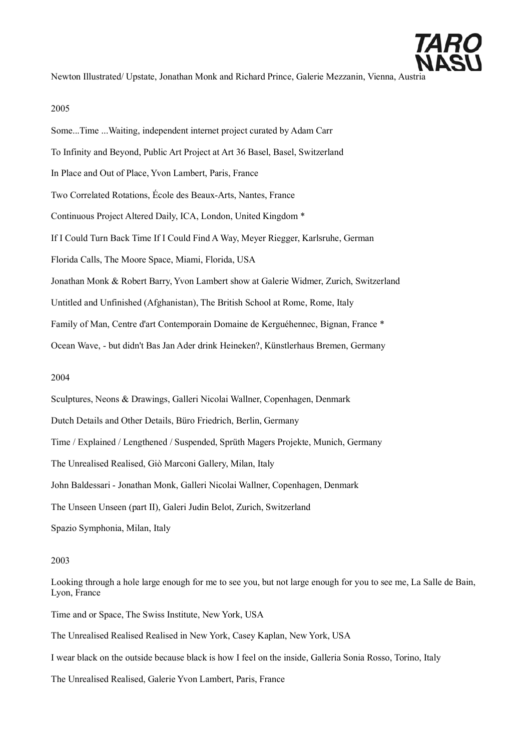Newton Illustrated/ Upstate, Jonathan Monk and Richard Prince, Galerie Mezzanin, Vienna, Austria

2005

Some...Time ...Waiting, independent internet project curated by Adam Carr

To Infinity and Beyond, Public Art Project at Art 36 Basel, Basel, Switzerland

In Place and Out of Place, Yvon Lambert, Paris, France

Two Correlated Rotations, École des Beaux-Arts, Nantes, France

Continuous Project Altered Daily, ICA, London, United Kingdom *

If I Could Turn Back Time If I Could Find A Way, Meyer Riegger, Karlsruhe, German

Florida Calls, The Moore Space, Miami, Florida, USA

Jonathan Monk & Robert Barry, Yvon Lambert show at Galerie Widmer, Zurich, Switzerland

Untitled and Unfinished (Afghanistan), The British School at Rome, Rome, Italy

Family of Man, Centre d'art Contemporain Domaine de Kerguéhennec, Bignan, France *

Ocean Wave, - but didn't Bas Jan Ader drink Heineken?, Künstlerhaus Bremen, Germany

2004

Sculptures, Neons & Drawings, Galleri Nicolai Wallner, Copenhagen, Denmark

Dutch Details and Other Details, Büro Friedrich, Berlin, Germany

Time / Explained / Lengthened / Suspended, Sprüth Magers Projekte, Munich, Germany

The Unrealised Realised, Giò Marconi Gallery, Milan, Italy

John Baldessari - Jonathan Monk, Galleri Nicolai Wallner, Copenhagen, Denmark

The Unseen Unseen (part II), Galeri Judin Belot, Zurich, Switzerland

Spazio Symphonia, Milan, Italy

2003

Looking through a hole large enough for me to see you, but not large enough for you to see me, La Salle de Bain, Lyon, France

Time and or Space, The Swiss Institute, New York, USA

The Unrealised Realised Realised in New York, Casey Kaplan, New York, USA

I wear black on the outside because black is how I feel on the inside, Galleria Sonia Rosso, Torino, Italy

The Unrealised Realised, Galerie Yvon Lambert, Paris, France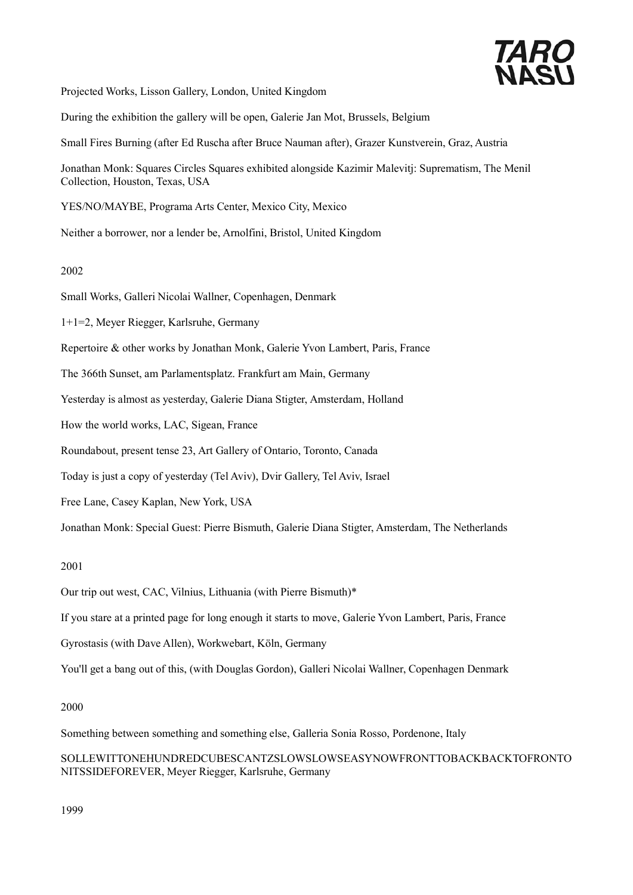Projected Works, Lisson Gallery, London, United Kingdom

During the exhibition the gallery will be open, Galerie Jan Mot, Brussels, Belgium

Small Fires Burning (after Ed Ruscha after Bruce Nauman after), Grazer Kunstverein, Graz, Austria

Jonathan Monk: Squares Circles Squares exhibited alongside Kazimir Malevitj: Suprematism, The Menil Collection, Houston, Texas, USA

YES/NO/MAYBE, Programa Arts Center, Mexico City, Mexico

Neither a borrower, nor a lender be, Arnolfini, Bristol, United Kingdom

2002

Small Works, Galleri Nicolai Wallner, Copenhagen, Denmark

1+1=2, Meyer Riegger, Karlsruhe, Germany

Repertoire & other works by Jonathan Monk, Galerie Yvon Lambert, Paris, France

The 366th Sunset, am Parlamentsplatz. Frankfurt am Main, Germany

Yesterday is almost as yesterday, Galerie Diana Stigter, Amsterdam, Holland

How the world works, LAC, Sigean, France

Roundabout, present tense 23, Art Gallery of Ontario, Toronto, Canada

Today is just a copy of yesterday (Tel Aviv), Dvir Gallery, Tel Aviv, Israel

Free Lane, Casey Kaplan, New York, USA

Jonathan Monk: Special Guest: Pierre Bismuth, Galerie Diana Stigter, Amsterdam, The Netherlands

2001

Our trip out west, CAC, Vilnius, Lithuania (with Pierre Bismuth)*

If you stare at a printed page for long enough it starts to move, Galerie Yvon Lambert, Paris, France

Gyrostasis (with Dave Allen), Workwebart, Köln, Germany

You'll get a bang out of this, (with Douglas Gordon), Galleri Nicolai Wallner, Copenhagen Denmark

2000

Something between something and something else, Galleria Sonia Rosso, Pordenone, Italy

SOLLEWITTONEHUNDREDCUBESCANTZSLOWSLOWSEASYNOWFRONTTOBACKBACKTOFRONTONITSSIDEFOREVER, Meyer Riegger, Karlsruhe, Germany

1999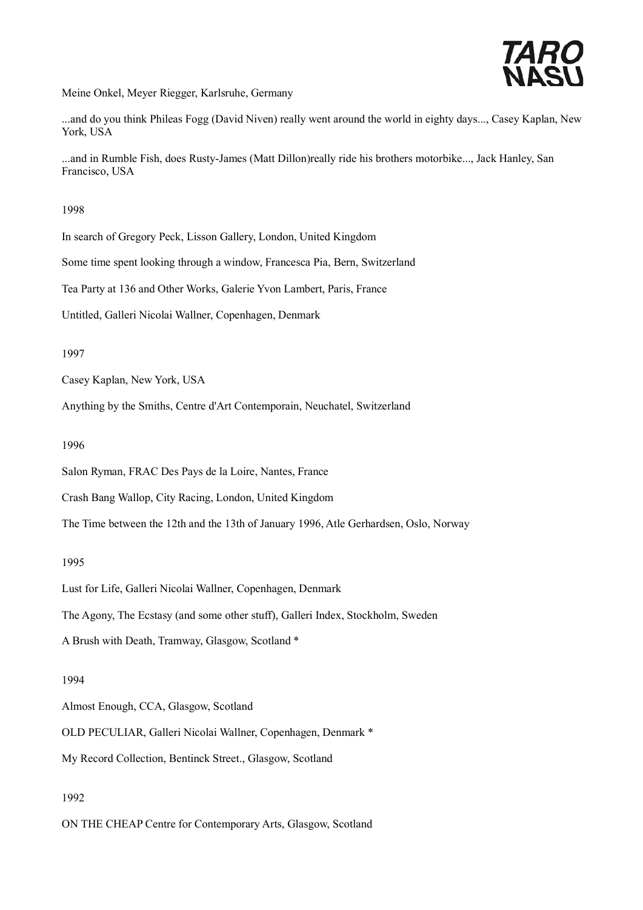Meine Onkel, Meyer Riegger, Karlsruhe, Germany

...and do you think Phileas Fogg (David Niven) really went around the world in eighty days..., Casey Kaplan, New York, USA

...and in Rumble Fish, does Rusty-James (Matt Dillon)really ride his brothers motorbike..., Jack Hanley, San Francisco, USA

1998

In search of Gregory Peck, Lisson Gallery, London, United Kingdom

Some time spent looking through a window, Francesca Pia, Bern, Switzerland

Tea Party at 136 and Other Works, Galerie Yvon Lambert, Paris, France

Untitled, Galleri Nicolai Wallner, Copenhagen, Denmark

1997

Casey Kaplan, New York, USA

Anything by the Smiths, Centre d'Art Contemporain, Neuchatel, Switzerland

1996

Salon Ryman, FRAC Des Pays de la Loire, Nantes, France

Crash Bang Wallop, City Racing, London, United Kingdom

The Time between the 12th and the 13th of January 1996, Atle Gerhardsen, Oslo, Norway

1995

Lust for Life, Galleri Nicolai Wallner, Copenhagen, Denmark

The Agony, The Ecstasy (and some other stuff), Galleri Index, Stockholm, Sweden

A Brush with Death, Tramway, Glasgow, Scotland *

1994

Almost Enough, CCA, Glasgow, Scotland

OLD PECULIAR, Galleri Nicolai Wallner, Copenhagen, Denmark *

My Record Collection, Bentinck Street., Glasgow, Scotland

1992

ON THE CHEAP Centre for Contemporary Arts, Glasgow, Scotland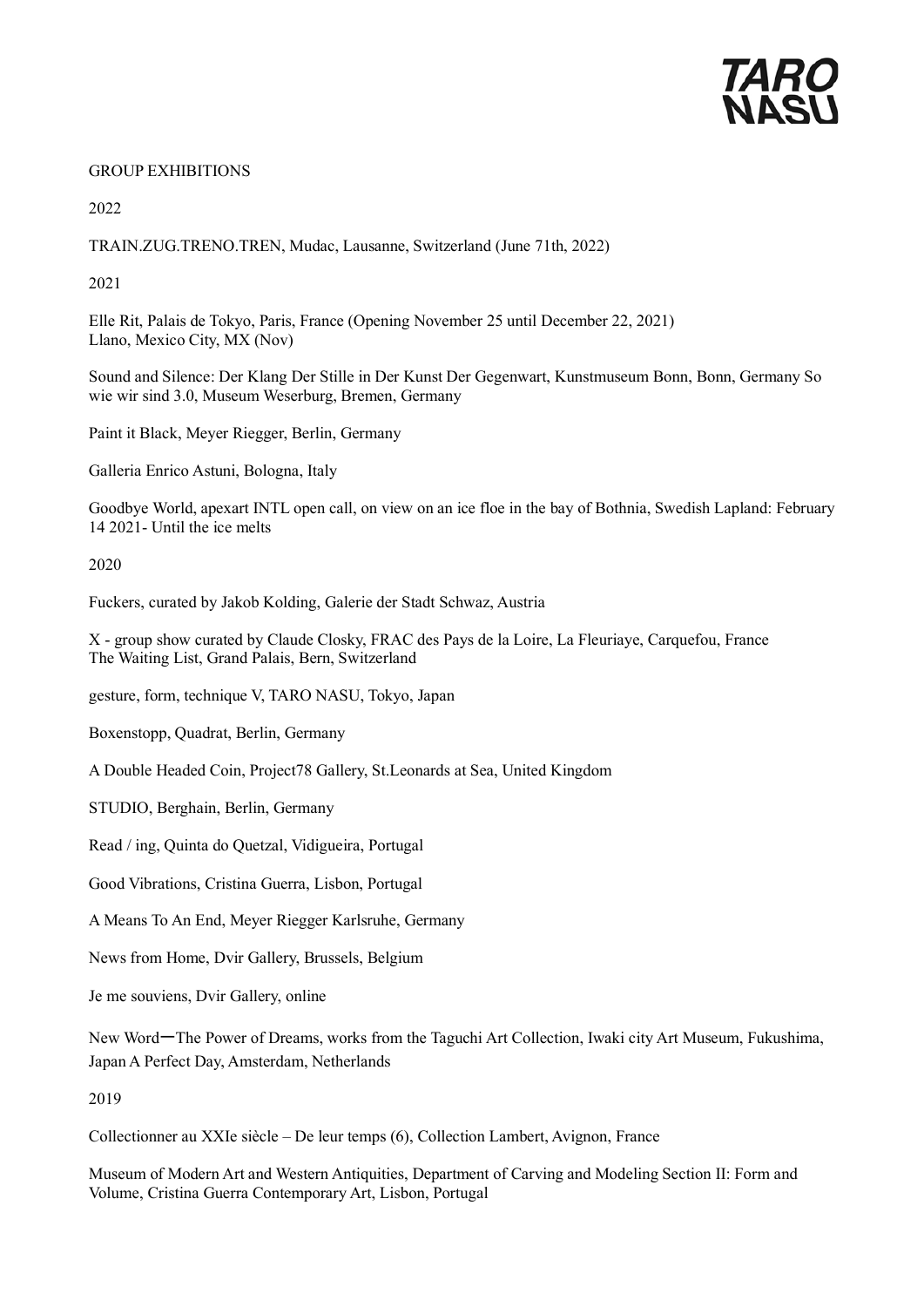GROUP EXHIBITIONS

2022

TRAIN.ZUG.TRENO.TREN, Mudac, Lausanne, Switzerland (June 71th, 2022)

2021

Elle Rit, Palais de Tokyo, Paris, France (Opening November 25 until December 22, 2021)
Llano, Mexico City, MX (Nov)

Sound and Silence: Der Klang Der Stille in Der Kunst Der Gegenwart, Kunstmuseum Bonn, Bonn, Germany So wie wir sind 3.0, Museum Weserburg, Bremen, Germany

Paint it Black, Meyer Riegger, Berlin, Germany

Galleria Enrico Astuni, Bologna, Italy

Goodbye World, apexart INTL open call, on view on an ice floe in the bay of Bothnia, Swedish Lapland: February 14 2021- Until the ice melts

2020

Fuckers, curated by Jakob Kolding, Galerie der Stadt Schwaz, Austria

X - group show curated by Claude Closky, FRAC des Pays de la Loire, La Fleuriaye, Carquefou, France
The Waiting List, Grand Palais, Bern, Switzerland

gesture, form, technique V, TARO NASU, Tokyo, Japan

Boxenstopp, Quadrat, Berlin, Germany

A Double Headed Coin, Project78 Gallery, St.Leonards at Sea, United Kingdom

STUDIO, Berghain, Berlin, Germany

Read / ing, Quinta do Quetzal, Vidigueira, Portugal

Good Vibrations, Cristina Guerra, Lisbon, Portugal

A Means To An End, Meyer Riegger Karlsruhe, Germany

News from Home, Dvir Gallery, Brussels, Belgium

Je me souviens, Dvir Gallery, online

New Word—The Power of Dreams, works from the Taguchi Art Collection, Iwaki city Art Museum, Fukushima, Japan A Perfect Day, Amsterdam, Netherlands

2019

Collectionner au XXIe siècle – De leur temps (6), Collection Lambert, Avignon, France

Museum of Modern Art and Western Antiquities, Department of Carving and Modeling Section II: Form and Volume, Cristina Guerra Contemporary Art, Lisbon, Portugal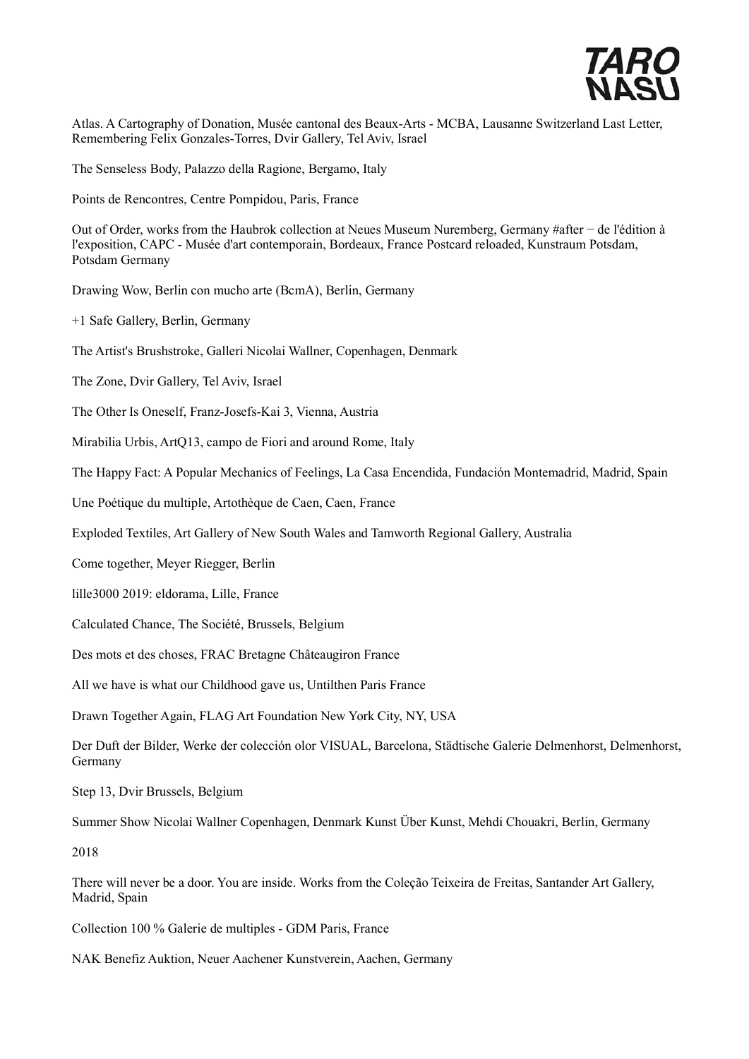Atlas. A Cartography of Donation, Musée cantonal des Beaux-Arts - MCBA, Lausanne Switzerland Last Letter, Remembering Felix Gonzales-Torres, Dvir Gallery, Tel Aviv, Israel

The Senseless Body, Palazzo della Ragione, Bergamo, Italy

Points de Rencontres, Centre Pompidou, Paris, France

Out of Order, works from the Haubrok collection at Neues Museum Nuremberg, Germany #after − de l'édition à l'exposition, CAPC - Musée d'art contemporain, Bordeaux, France Postcard reloaded, Kunstraum Potsdam, Potsdam Germany

Drawing Wow, Berlin con mucho arte (BcmA), Berlin, Germany

+1 Safe Gallery, Berlin, Germany

The Artist's Brushstroke, Galleri Nicolai Wallner, Copenhagen, Denmark

The Zone, Dvir Gallery, Tel Aviv, Israel

The Other Is Oneself, Franz-Josefs-Kai 3, Vienna, Austria

Mirabilia Urbis, ArtQ13, campo de Fiori and around Rome, Italy

The Happy Fact: A Popular Mechanics of Feelings, La Casa Encendida, Fundación Montemadrid, Madrid, Spain

Une Poétique du multiple, Artothèque de Caen, Caen, France

Exploded Textiles, Art Gallery of New South Wales and Tamworth Regional Gallery, Australia

Come together, Meyer Riegger, Berlin

lille3000 2019: eldorama, Lille, France

Calculated Chance, The Société, Brussels, Belgium

Des mots et des choses, FRAC Bretagne Châteaugiron France

All we have is what our Childhood gave us, Untilthen Paris France

Drawn Together Again, FLAG Art Foundation New York City, NY, USA

Der Duft der Bilder, Werke der colección olor VISUAL, Barcelona, Städtische Galerie Delmenhorst, Delmenhorst, Germany

Step 13, Dvir Brussels, Belgium

Summer Show Nicolai Wallner Copenhagen, Denmark Kunst Über Kunst, Mehdi Chouakri, Berlin, Germany

2018

There will never be a door. You are inside. Works from the Coleção Teixeira de Freitas, Santander Art Gallery, Madrid, Spain

Collection 100 % Galerie de multiples - GDM Paris, France

NAK Benefiz Auktion, Neuer Aachener Kunstverein, Aachen, Germany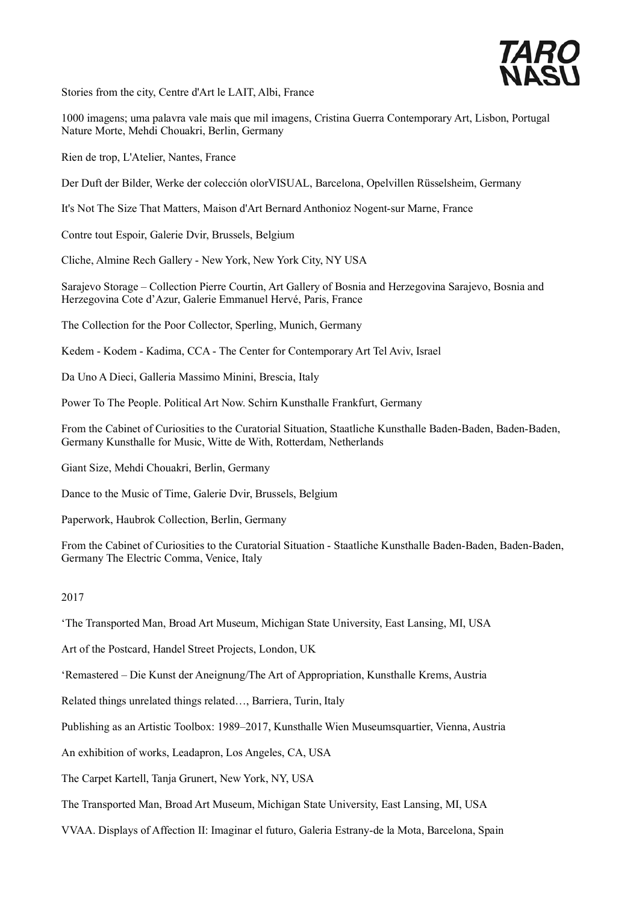Stories from the city, Centre d'Art le LAIT, Albi, France

1000 imagens; uma palavra vale mais que mil imagens, Cristina Guerra Contemporary Art, Lisbon, Portugal Nature Morte, Mehdi Chouakri, Berlin, Germany

Rien de trop, L'Atelier, Nantes, France

Der Duft der Bilder, Werke der colección olorVISUAL, Barcelona, Opelvillen Rüsselsheim, Germany

It's Not The Size That Matters, Maison d'Art Bernard Anthonioz Nogent-sur Marne, France

Contre tout Espoir, Galerie Dvir, Brussels, Belgium

Cliche, Almine Rech Gallery - New York, New York City, NY USA

Sarajevo Storage – Collection Pierre Courtin, Art Gallery of Bosnia and Herzegovina Sarajevo, Bosnia and Herzegovina Cote d'Azur, Galerie Emmanuel Hervé, Paris, France

The Collection for the Poor Collector, Sperling, Munich, Germany

Kedem - Kodem - Kadima, CCA - The Center for Contemporary Art Tel Aviv, Israel

Da Uno A Dieci, Galleria Massimo Minini, Brescia, Italy

Power To The People. Political Art Now. Schirn Kunsthalle Frankfurt, Germany

From the Cabinet of Curiosities to the Curatorial Situation, Staatliche Kunsthalle Baden-Baden, Baden-Baden, Germany Kunsthalle for Music, Witte de With, Rotterdam, Netherlands

Giant Size, Mehdi Chouakri, Berlin, Germany

Dance to the Music of Time, Galerie Dvir, Brussels, Belgium

Paperwork, Haubrok Collection, Berlin, Germany

From the Cabinet of Curiosities to the Curatorial Situation - Staatliche Kunsthalle Baden-Baden, Baden-Baden, Germany The Electric Comma, Venice, Italy

2017

'The Transported Man, Broad Art Museum, Michigan State University, East Lansing, MI, USA

Art of the Postcard, Handel Street Projects, London, UK

'Remastered – Die Kunst der Aneignung/The Art of Appropriation, Kunsthalle Krems, Austria

Related things unrelated things related…, Barriera, Turin, Italy

Publishing as an Artistic Toolbox: 1989–2017, Kunsthalle Wien Museumsquartier, Vienna, Austria

An exhibition of works, Leadapron, Los Angeles, CA, USA

The Carpet Kartell, Tanja Grunert, New York, NY, USA

The Transported Man, Broad Art Museum, Michigan State University, East Lansing, MI, USA

VVAA. Displays of Affection II: Imaginar el futuro, Galeria Estrany-de la Mota, Barcelona, Spain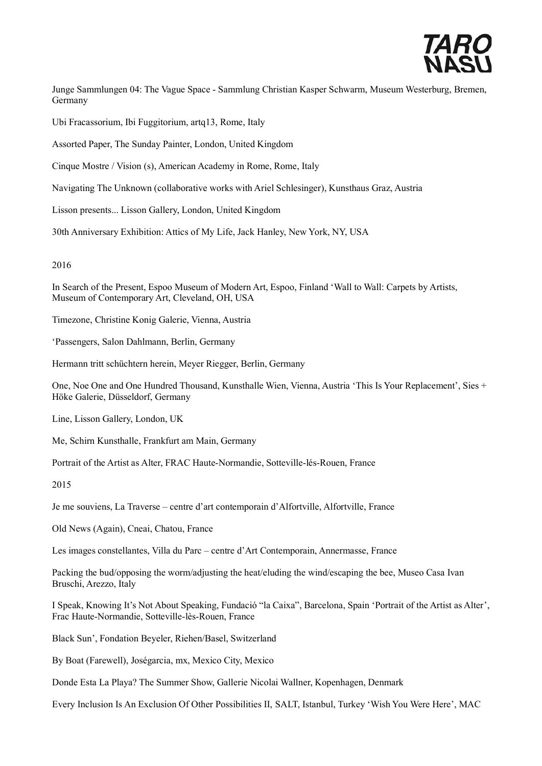Junge Sammlungen 04: The Vague Space - Sammlung Christian Kasper Schwarm, Museum Westerburg, Bremen, Germany

Ubi Fracassorium, Ibi Fuggitorium, artq13, Rome, Italy

Assorted Paper, The Sunday Painter, London, United Kingdom

Cinque Mostre / Vision (s), American Academy in Rome, Rome, Italy

Navigating The Unknown (collaborative works with Ariel Schlesinger), Kunsthaus Graz, Austria

Lisson presents... Lisson Gallery, London, United Kingdom

30th Anniversary Exhibition: Attics of My Life, Jack Hanley, New York, NY, USA

2016

In Search of the Present, Espoo Museum of Modern Art, Espoo, Finland 'Wall to Wall: Carpets by Artists, Museum of Contemporary Art, Cleveland, OH, USA

Timezone, Christine Konig Galerie, Vienna, Austria

'Passengers, Salon Dahlmann, Berlin, Germany

Hermann tritt schüchtern herein, Meyer Riegger, Berlin, Germany

One, Noe One and One Hundred Thousand, Kunsthalle Wien, Vienna, Austria 'This Is Your Replacement', Sies + Höke Galerie, Düsseldorf, Germany

Line, Lisson Gallery, London, UK

Me, Schirn Kunsthalle, Frankfurt am Main, Germany

Portrait of the Artist as Alter, FRAC Haute-Normandie, Sotteville-lés-Rouen, France

2015

Je me souviens, La Traverse – centre d'art contemporain d'Alfortville, Alfortville, France

Old News (Again), Cneai, Chatou, France

Les images constellantes, Villa du Parc – centre d'Art Contemporain, Annermasse, France

Packing the bud/opposing the worm/adjusting the heat/eluding the wind/escaping the bee, Museo Casa Ivan Bruschi, Arezzo, Italy

I Speak, Knowing It's Not About Speaking, Fundació "la Caixa", Barcelona, Spain 'Portrait of the Artist as Alter', Frac Haute-Normandie, Sotteville-lès-Rouen, France

Black Sun', Fondation Beyeler, Riehen/Basel, Switzerland

By Boat (Farewell), Joségarcia, mx, Mexico City, Mexico

Donde Esta La Playa? The Summer Show, Gallerie Nicolai Wallner, Kopenhagen, Denmark

Every Inclusion Is An Exclusion Of Other Possibilities II, SALT, Istanbul, Turkey 'Wish You Were Here', MAC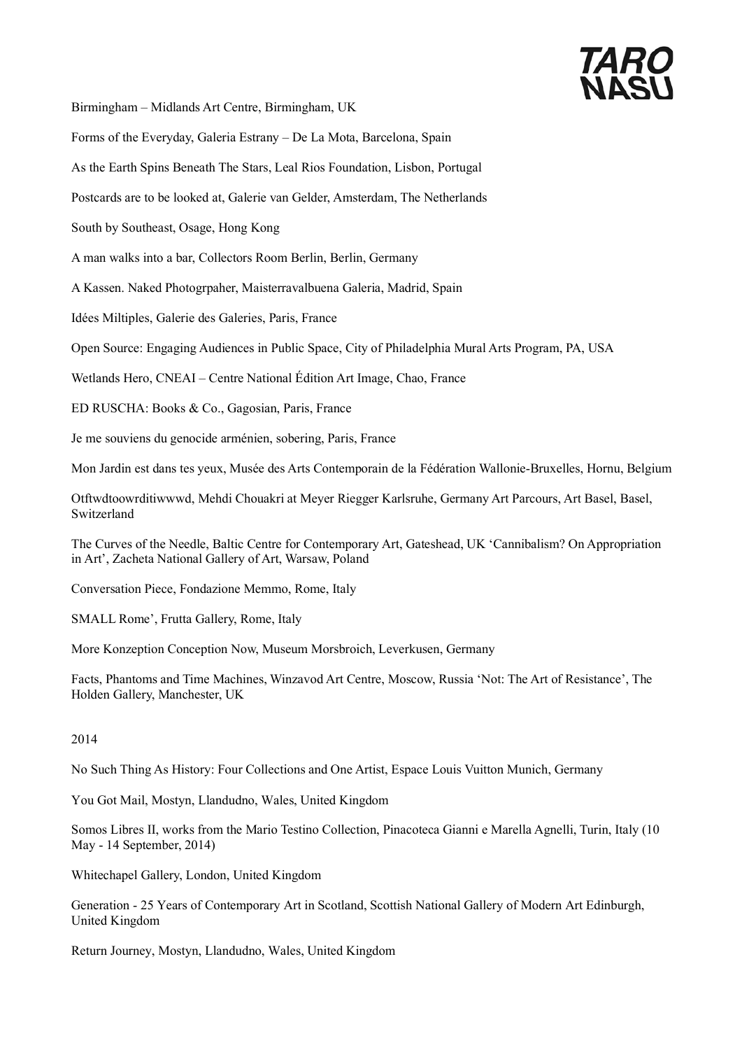Birmingham – Midlands Art Centre, Birmingham, UK

Forms of the Everyday, Galeria Estrany – De La Mota, Barcelona, Spain

As the Earth Spins Beneath The Stars, Leal Rios Foundation, Lisbon, Portugal

Postcards are to be looked at, Galerie van Gelder, Amsterdam, The Netherlands

South by Southeast, Osage, Hong Kong

A man walks into a bar, Collectors Room Berlin, Berlin, Germany

A Kassen. Naked Photogrpaher, Maisterravalbuena Galeria, Madrid, Spain

Idées Miltiples, Galerie des Galeries, Paris, France

Open Source: Engaging Audiences in Public Space, City of Philadelphia Mural Arts Program, PA, USA

Wetlands Hero, CNEAI – Centre National Édition Art Image, Chao, France

ED RUSCHA: Books & Co., Gagosian, Paris, France

Je me souviens du genocide arménien, sobering, Paris, France

Mon Jardin est dans tes yeux, Musée des Arts Contemporain de la Fédération Wallonie-Bruxelles, Hornu, Belgium

Otftwdtoowrditiwwwd, Mehdi Chouakri at Meyer Riegger Karlsruhe, Germany Art Parcours, Art Basel, Basel, Switzerland

The Curves of the Needle, Baltic Centre for Contemporary Art, Gateshead, UK 'Cannibalism? On Appropriation in Art', Zacheta National Gallery of Art, Warsaw, Poland

Conversation Piece, Fondazione Memmo, Rome, Italy

SMALL Rome', Frutta Gallery, Rome, Italy

More Konzeption Conception Now, Museum Morsbroich, Leverkusen, Germany

Facts, Phantoms and Time Machines, Winzavod Art Centre, Moscow, Russia 'Not: The Art of Resistance', The Holden Gallery, Manchester, UK

2014

No Such Thing As History: Four Collections and One Artist, Espace Louis Vuitton Munich, Germany

You Got Mail, Mostyn, Llandudno, Wales, United Kingdom

Somos Libres II, works from the Mario Testino Collection, Pinacoteca Gianni e Marella Agnelli, Turin, Italy (10 May - 14 September, 2014)

Whitechapel Gallery, London, United Kingdom

Generation - 25 Years of Contemporary Art in Scotland, Scottish National Gallery of Modern Art Edinburgh, United Kingdom

Return Journey, Mostyn, Llandudno, Wales, United Kingdom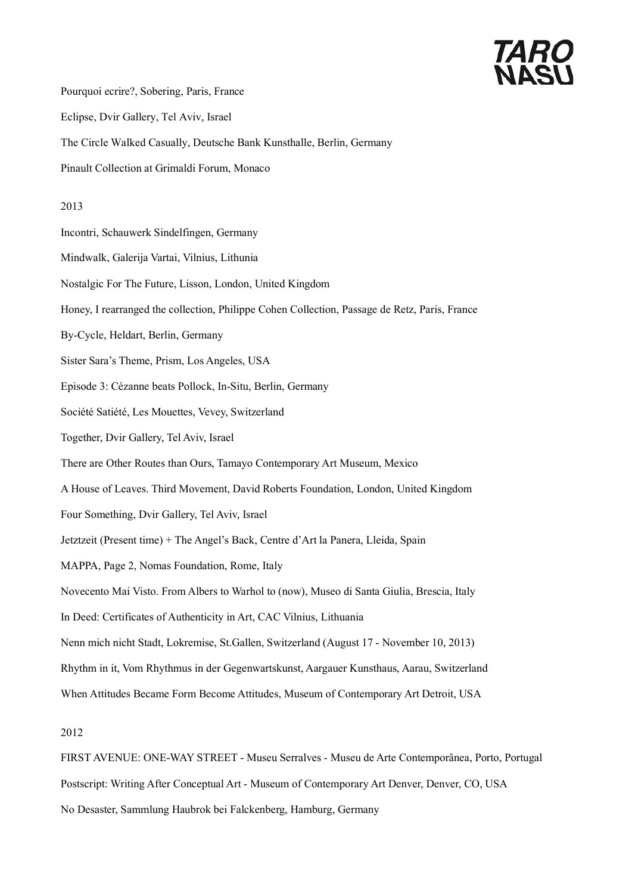Pourquoi ecrire?, Sobering, Paris, France

Eclipse, Dvir Gallery, Tel Aviv, Israel

The Circle Walked Casually, Deutsche Bank Kunsthalle, Berlin, Germany

Pinault Collection at Grimaldi Forum, Monaco

2013

Incontri, Schauwerk Sindelfingen, Germany

Mindwalk, Galerija Vartai, Vilnius, Lithunia

Nostalgic For The Future, Lisson, London, United Kingdom

Honey, I rearranged the collection, Philippe Cohen Collection, Passage de Retz, Paris, France

By-Cycle, Heldart, Berlin, Germany

Sister Sara's Theme, Prism, Los Angeles, USA

Episode 3: Cézanne beats Pollock, In-Situ, Berlin, Germany

Société Satiété, Les Mouettes, Vevey, Switzerland

Together, Dvir Gallery, Tel Aviv, Israel

There are Other Routes than Ours, Tamayo Contemporary Art Museum, Mexico

A House of Leaves. Third Movement, David Roberts Foundation, London, United Kingdom

Four Something, Dvir Gallery, Tel Aviv, Israel

Jetztzeit (Present time) + The Angel's Back, Centre d'Art la Panera, Lleida, Spain

MAPPA, Page 2, Nomas Foundation, Rome, Italy

Novecento Mai Visto. From Albers to Warhol to (now), Museo di Santa Giulia, Brescia, Italy

In Deed: Certificates of Authenticity in Art, CAC Vilnius, Lithuania

Nenn mich nicht Stadt, Lokremise, St.Gallen, Switzerland (August 17 - November 10, 2013)

Rhythm in it, Vom Rhythmus in der Gegenwartskunst, Aargauer Kunsthaus, Aarau, Switzerland

When Attitudes Became Form Become Attitudes, Museum of Contemporary Art Detroit, USA

2012

FIRST AVENUE: ONE-WAY STREET - Museu Serralves - Museu de Arte Contemporânea, Porto, Portugal

Postscript: Writing After Conceptual Art - Museum of Contemporary Art Denver, Denver, CO, USA

No Desaster, Sammlung Haubrok bei Falckenberg, Hamburg, Germany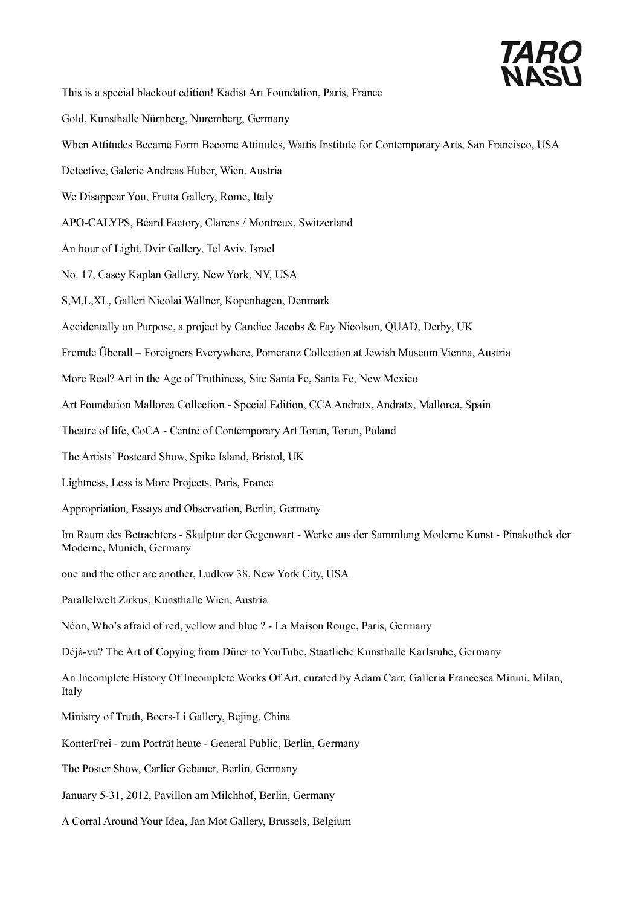This is a special blackout edition! Kadist Art Foundation, Paris, France

Gold, Kunsthalle Nürnberg, Nuremberg, Germany

When Attitudes Became Form Become Attitudes, Wattis Institute for Contemporary Arts, San Francisco, USA

Detective, Galerie Andreas Huber, Wien, Austria

We Disappear You, Frutta Gallery, Rome, Italy

APO-CALYPS, Béard Factory, Clarens / Montreux, Switzerland

An hour of Light, Dvir Gallery, Tel Aviv, Israel

No. 17, Casey Kaplan Gallery, New York, NY, USA

S,M,L,XL, Galleri Nicolai Wallner, Kopenhagen, Denmark

Accidentally on Purpose, a project by Candice Jacobs & Fay Nicolson, QUAD, Derby, UK

Fremde Überall – Foreigners Everywhere, Pomeranz Collection at Jewish Museum Vienna, Austria

More Real? Art in the Age of Truthiness, Site Santa Fe, Santa Fe, New Mexico

Art Foundation Mallorca Collection - Special Edition, CCA Andratx, Andratx, Mallorca, Spain

Theatre of life, CoCA - Centre of Contemporary Art Torun, Torun, Poland

The Artists' Postcard Show, Spike Island, Bristol, UK

Lightness, Less is More Projects, Paris, France

Appropriation, Essays and Observation, Berlin, Germany

Im Raum des Betrachters - Skulptur der Gegenwart - Werke aus der Sammlung Moderne Kunst - Pinakothek der Moderne, Munich, Germany

one and the other are another, Ludlow 38, New York City, USA

Parallelwelt Zirkus, Kunsthalle Wien, Austria

Néon, Who's afraid of red, yellow and blue ? - La Maison Rouge, Paris, Germany

Déjà-vu? The Art of Copying from Dürer to YouTube, Staatliche Kunsthalle Karlsruhe, Germany

An Incomplete History Of Incomplete Works Of Art, curated by Adam Carr, Galleria Francesca Minini, Milan, Italy

Ministry of Truth, Boers-Li Gallery, Bejing, China

KonterFrei - zum Porträt heute - General Public, Berlin, Germany

The Poster Show, Carlier Gebauer, Berlin, Germany

January 5-31, 2012, Pavillon am Milchhof, Berlin, Germany

A Corral Around Your Idea, Jan Mot Gallery, Brussels, Belgium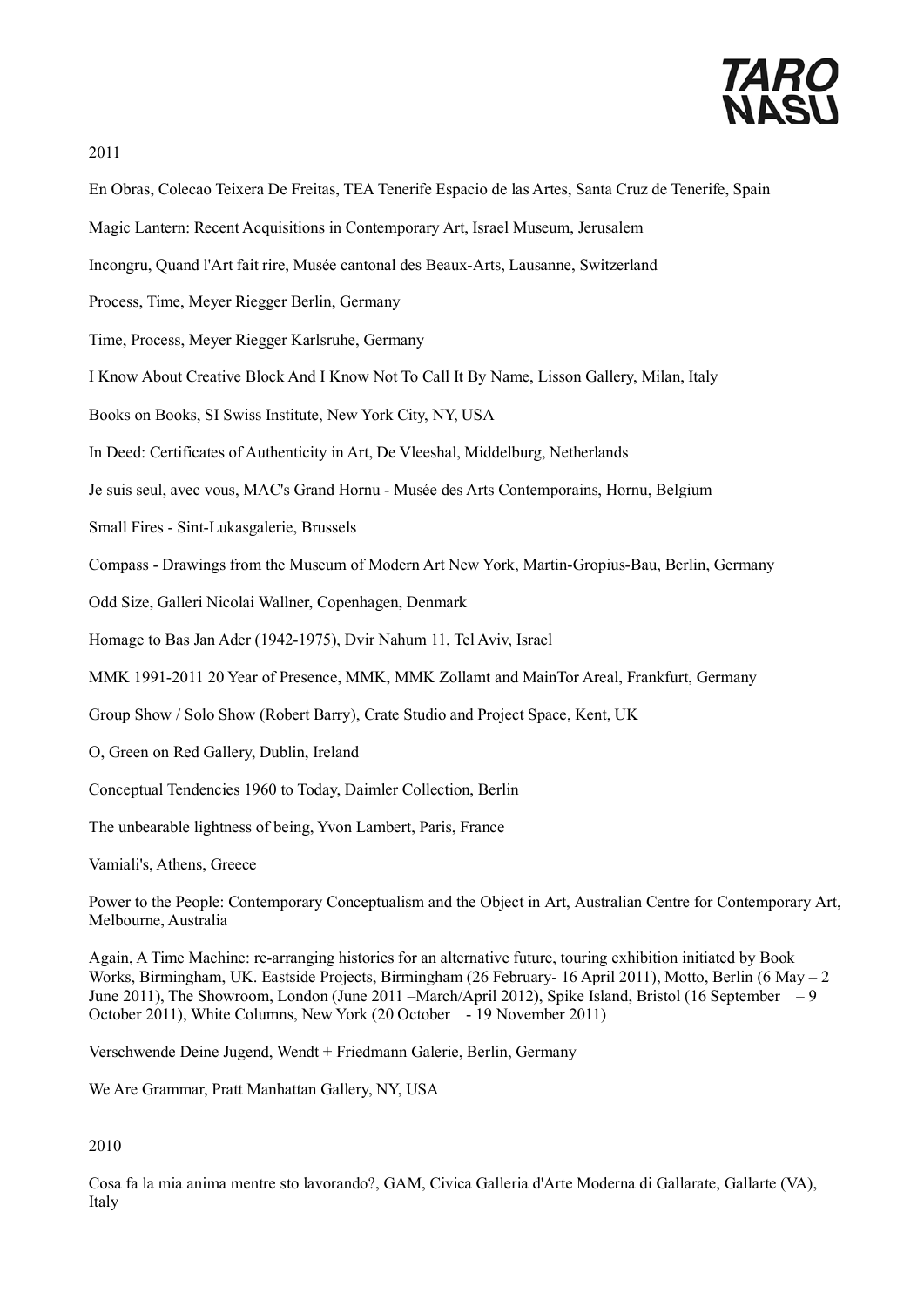2011

En Obras, Colecao Teixera De Freitas, TEA Tenerife Espacio de las Artes, Santa Cruz de Tenerife, Spain

Magic Lantern: Recent Acquisitions in Contemporary Art, Israel Museum, Jerusalem

Incongru, Quand l'Art fait rire, Musée cantonal des Beaux-Arts, Lausanne, Switzerland

Process, Time, Meyer Riegger Berlin, Germany

Time, Process, Meyer Riegger Karlsruhe, Germany

I Know About Creative Block And I Know Not To Call It By Name, Lisson Gallery, Milan, Italy

Books on Books, SI Swiss Institute, New York City, NY, USA

In Deed: Certificates of Authenticity in Art, De Vleeshal, Middelburg, Netherlands

Je suis seul, avec vous, MAC's Grand Hornu - Musée des Arts Contemporains, Hornu, Belgium

Small Fires - Sint-Lukasgalerie, Brussels

Compass - Drawings from the Museum of Modern Art New York, Martin-Gropius-Bau, Berlin, Germany

Odd Size, Galleri Nicolai Wallner, Copenhagen, Denmark

Homage to Bas Jan Ader (1942-1975), Dvir Nahum 11, Tel Aviv, Israel

MMK 1991-2011 20 Year of Presence, MMK, MMK Zollamt and MainTor Areal, Frankfurt, Germany

Group Show / Solo Show (Robert Barry), Crate Studio and Project Space, Kent, UK

O, Green on Red Gallery, Dublin, Ireland

Conceptual Tendencies 1960 to Today, Daimler Collection, Berlin

The unbearable lightness of being, Yvon Lambert, Paris, France

Vamiali's, Athens, Greece

Power to the People: Contemporary Conceptualism and the Object in Art, Australian Centre for Contemporary Art, Melbourne, Australia

Again, A Time Machine: re-arranging histories for an alternative future, touring exhibition initiated by Book Works, Birmingham, UK. Eastside Projects, Birmingham (26 February- 16 April 2011), Motto, Berlin (6 May – 2 June 2011), The Showroom, London (June 2011 –March/April 2012), Spike Island, Bristol (16 September – 9 October 2011), White Columns, New York (20 October - 19 November 2011)

Verschwende Deine Jugend, Wendt + Friedmann Galerie, Berlin, Germany

We Are Grammar, Pratt Manhattan Gallery, NY, USA

2010

Cosa fa la mia anima mentre sto lavorando?, GAM, Civica Galleria d'Arte Moderna di Gallarate, Gallarte (VA), Italy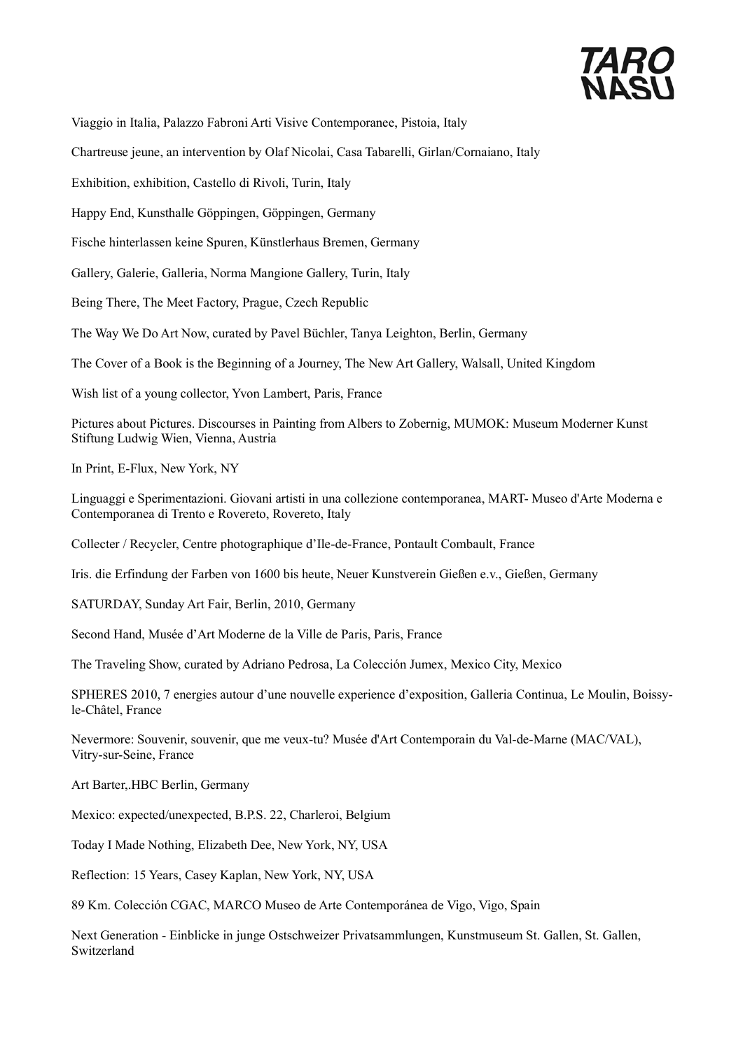Viaggio in Italia, Palazzo Fabroni Arti Visive Contemporanee, Pistoia, Italy

Chartreuse jeune, an intervention by Olaf Nicolai, Casa Tabarelli, Girlan/Cornaiano, Italy

Exhibition, exhibition, Castello di Rivoli, Turin, Italy

Happy End, Kunsthalle Göppingen, Göppingen, Germany

Fische hinterlassen keine Spuren, Künstlerhaus Bremen, Germany

Gallery, Galerie, Galleria, Norma Mangione Gallery, Turin, Italy

Being There, The Meet Factory, Prague, Czech Republic

The Way We Do Art Now, curated by Pavel Büchler, Tanya Leighton, Berlin, Germany

The Cover of a Book is the Beginning of a Journey, The New Art Gallery, Walsall, United Kingdom

Wish list of a young collector, Yvon Lambert, Paris, France

Pictures about Pictures. Discourses in Painting from Albers to Zobernig, MUMOK: Museum Moderner Kunst Stiftung Ludwig Wien, Vienna, Austria

In Print, E-Flux, New York, NY

Linguaggi e Sperimentazioni. Giovani artisti in una collezione contemporanea, MART- Museo d'Arte Moderna e Contemporanea di Trento e Rovereto, Rovereto, Italy

Collecter / Recycler, Centre photographique d'Ile-de-France, Pontault Combault, France

Iris. die Erfindung der Farben von 1600 bis heute, Neuer Kunstverein Gießen e.v., Gießen, Germany

SATURDAY, Sunday Art Fair, Berlin, 2010, Germany

Second Hand, Musée d'Art Moderne de la Ville de Paris, Paris, France

The Traveling Show, curated by Adriano Pedrosa, La Colección Jumex, Mexico City, Mexico

SPHERES 2010, 7 energies autour d'une nouvelle experience d'exposition, Galleria Continua, Le Moulin, Boissy-le-Châtel, France

Nevermore: Souvenir, souvenir, que me veux-tu? Musée d'Art Contemporain du Val-de-Marne (MAC/VAL), Vitry-sur-Seine, France

Art Barter,.HBC Berlin, Germany

Mexico: expected/unexpected, B.P.S. 22, Charleroi, Belgium

Today I Made Nothing, Elizabeth Dee, New York, NY, USA

Reflection: 15 Years, Casey Kaplan, New York, NY, USA

89 Km. Colección CGAC, MARCO Museo de Arte Contemporánea de Vigo, Vigo, Spain

Next Generation - Einblicke in junge Ostschweizer Privatsammlungen, Kunstmuseum St. Gallen, St. Gallen, Switzerland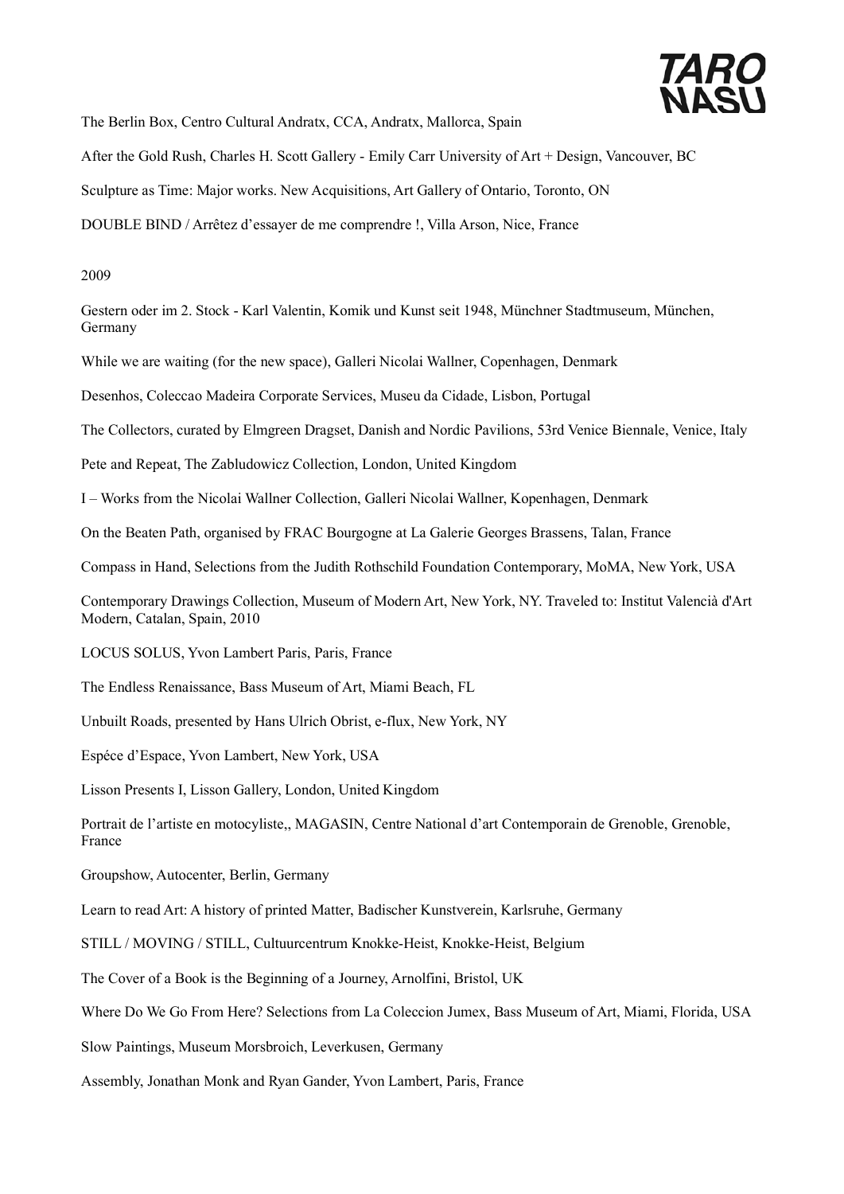The Berlin Box, Centro Cultural Andratx, CCA, Andratx, Mallorca, Spain

After the Gold Rush, Charles H. Scott Gallery - Emily Carr University of Art + Design, Vancouver, BC

Sculpture as Time: Major works. New Acquisitions, Art Gallery of Ontario, Toronto, ON

DOUBLE BIND / Arrêtez d'essayer de me comprendre !, Villa Arson, Nice, France

2009

Gestern oder im 2. Stock - Karl Valentin, Komik und Kunst seit 1948, Münchner Stadtmuseum, München, Germany

While we are waiting (for the new space), Galleri Nicolai Wallner, Copenhagen, Denmark

Desenhos, Coleccao Madeira Corporate Services, Museu da Cidade, Lisbon, Portugal

The Collectors, curated by Elmgreen Dragset, Danish and Nordic Pavilions, 53rd Venice Biennale, Venice, Italy

Pete and Repeat, The Zabludowicz Collection, London, United Kingdom

I – Works from the Nicolai Wallner Collection, Galleri Nicolai Wallner, Kopenhagen, Denmark

On the Beaten Path, organised by FRAC Bourgogne at La Galerie Georges Brassens, Talan, France

Compass in Hand, Selections from the Judith Rothschild Foundation Contemporary, MoMA, New York, USA

Contemporary Drawings Collection, Museum of Modern Art, New York, NY. Traveled to: Institut Valencià d'Art Modern, Catalan, Spain, 2010

LOCUS SOLUS, Yvon Lambert Paris, Paris, France

The Endless Renaissance, Bass Museum of Art, Miami Beach, FL

Unbuilt Roads, presented by Hans Ulrich Obrist, e-flux, New York, NY

Espéce d'Espace, Yvon Lambert, New York, USA

Lisson Presents I, Lisson Gallery, London, United Kingdom

Portrait de l'artiste en motocyliste,, MAGASIN, Centre National d'art Contemporain de Grenoble, Grenoble, France

Groupshow, Autocenter, Berlin, Germany

Learn to read Art: A history of printed Matter, Badischer Kunstverein, Karlsruhe, Germany

STILL / MOVING / STILL, Cultuurcentrum Knokke-Heist, Knokke-Heist, Belgium

The Cover of a Book is the Beginning of a Journey, Arnolfini, Bristol, UK

Where Do We Go From Here? Selections from La Coleccion Jumex, Bass Museum of Art, Miami, Florida, USA

Slow Paintings, Museum Morsbroich, Leverkusen, Germany

Assembly, Jonathan Monk and Ryan Gander, Yvon Lambert, Paris, France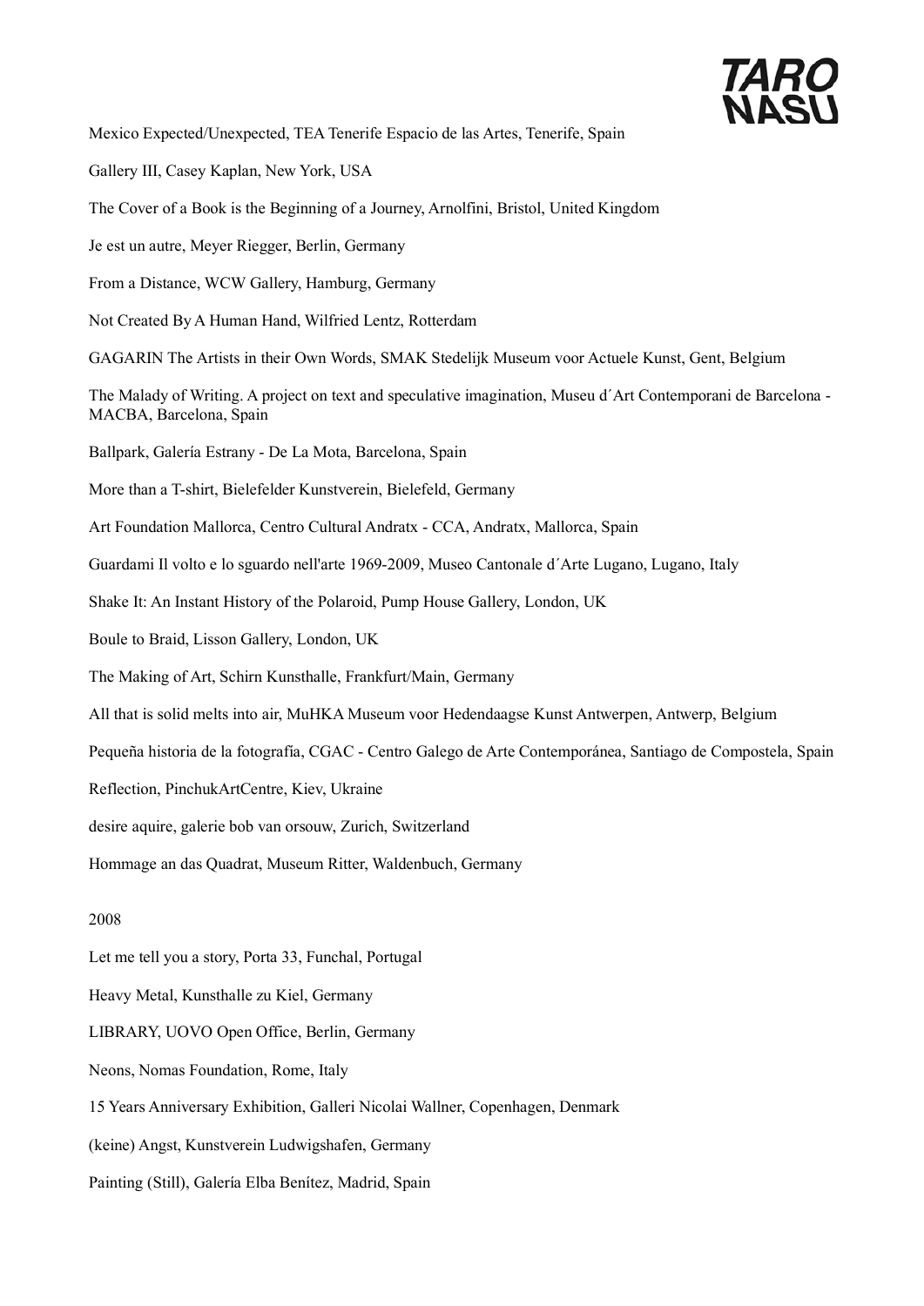Mexico Expected/Unexpected, TEA Tenerife Espacio de las Artes, Tenerife, Spain

Gallery III, Casey Kaplan, New York, USA

The Cover of a Book is the Beginning of a Journey, Arnolfini, Bristol, United Kingdom

Je est un autre, Meyer Riegger, Berlin, Germany

From a Distance, WCW Gallery, Hamburg, Germany

Not Created By A Human Hand, Wilfried Lentz, Rotterdam

GAGARIN The Artists in their Own Words, SMAK Stedelijk Museum voor Actuele Kunst, Gent, Belgium

The Malady of Writing. A project on text and speculative imagination, Museu d´Art Contemporani de Barcelona - MACBA, Barcelona, Spain

Ballpark, Galería Estrany - De La Mota, Barcelona, Spain

More than a T-shirt, Bielefelder Kunstverein, Bielefeld, Germany

Art Foundation Mallorca, Centro Cultural Andratx - CCA, Andratx, Mallorca, Spain

Guardami Il volto e lo sguardo nell'arte 1969-2009, Museo Cantonale d´Arte Lugano, Lugano, Italy

Shake It: An Instant History of the Polaroid, Pump House Gallery, London, UK

Boule to Braid, Lisson Gallery, London, UK

The Making of Art, Schirn Kunsthalle, Frankfurt/Main, Germany

All that is solid melts into air, MuHKA Museum voor Hedendaagse Kunst Antwerpen, Antwerp, Belgium

Pequeña historia de la fotografía, CGAC - Centro Galego de Arte Contemporánea, Santiago de Compostela, Spain

Reflection, PinchukArtCentre, Kiev, Ukraine

desire aquire, galerie bob van orsouw, Zurich, Switzerland

Hommage an das Quadrat, Museum Ritter, Waldenbuch, Germany

2008

Let me tell you a story, Porta 33, Funchal, Portugal

Heavy Metal, Kunsthalle zu Kiel, Germany

LIBRARY, UOVO Open Office, Berlin, Germany

Neons, Nomas Foundation, Rome, Italy

15 Years Anniversary Exhibition, Galleri Nicolai Wallner, Copenhagen, Denmark

(keine) Angst, Kunstverein Ludwigshafen, Germany

Painting (Still), Galería Elba Benítez, Madrid, Spain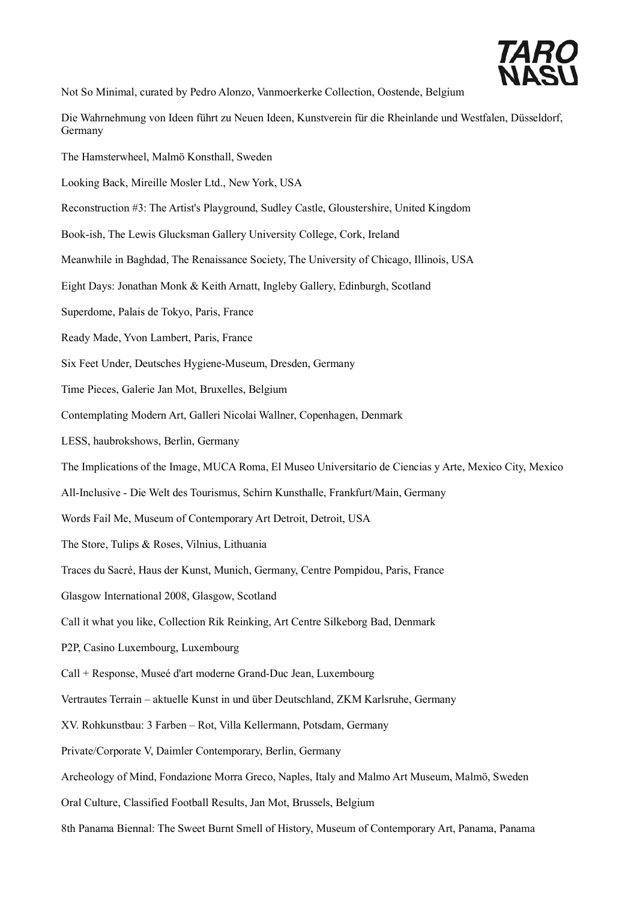Not So Minimal, curated by Pedro Alonzo, Vanmoerkerke Collection, Oostende, Belgium

Die Wahrnehmung von Ideen führt zu Neuen Ideen, Kunstverein für die Rheinlande und Westfalen, Düsseldorf, Germany

The Hamsterwheel, Malmö Konsthall, Sweden

Looking Back, Mireille Mosler Ltd., New York, USA

Reconstruction #3: The Artist's Playground, Sudley Castle, Gloustershire, United Kingdom

Book-ish, The Lewis Glucksman Gallery University College, Cork, Ireland

Meanwhile in Baghdad, The Renaissance Society, The University of Chicago, Illinois, USA

Eight Days: Jonathan Monk & Keith Arnatt, Ingleby Gallery, Edinburgh, Scotland

Superdome, Palais de Tokyo, Paris, France

Ready Made, Yvon Lambert, Paris, France

Six Feet Under, Deutsches Hygiene-Museum, Dresden, Germany

Time Pieces, Galerie Jan Mot, Bruxelles, Belgium

Contemplating Modern Art, Galleri Nicolai Wallner, Copenhagen, Denmark

LESS, haubrokshows, Berlin, Germany

The Implications of the Image, MUCA Roma, El Museo Universitario de Ciencias y Arte, Mexico City, Mexico

All-Inclusive - Die Welt des Tourismus, Schirn Kunsthalle, Frankfurt/Main, Germany

Words Fail Me, Museum of Contemporary Art Detroit, Detroit, USA

The Store, Tulips & Roses, Vilnius, Lithuania

Traces du Sacré, Haus der Kunst, Munich, Germany, Centre Pompidou, Paris, France

Glasgow International 2008, Glasgow, Scotland

Call it what you like, Collection Rik Reinking, Art Centre Silkeborg Bad, Denmark

P2P, Casino Luxembourg, Luxembourg

Call + Response, Museé d'art moderne Grand-Duc Jean, Luxembourg

Vertrautes Terrain – aktuelle Kunst in und über Deutschland, ZKM Karlsruhe, Germany

XV. Rohkunstbau: 3 Farben – Rot, Villa Kellermann, Potsdam, Germany

Private/Corporate V, Daimler Contemporary, Berlin, Germany

Archeology of Mind, Fondazione Morra Greco, Naples, Italy and Malmo Art Museum, Malmö, Sweden

Oral Culture, Classified Football Results, Jan Mot, Brussels, Belgium

8th Panama Biennal: The Sweet Burnt Smell of History, Museum of Contemporary Art, Panama, Panama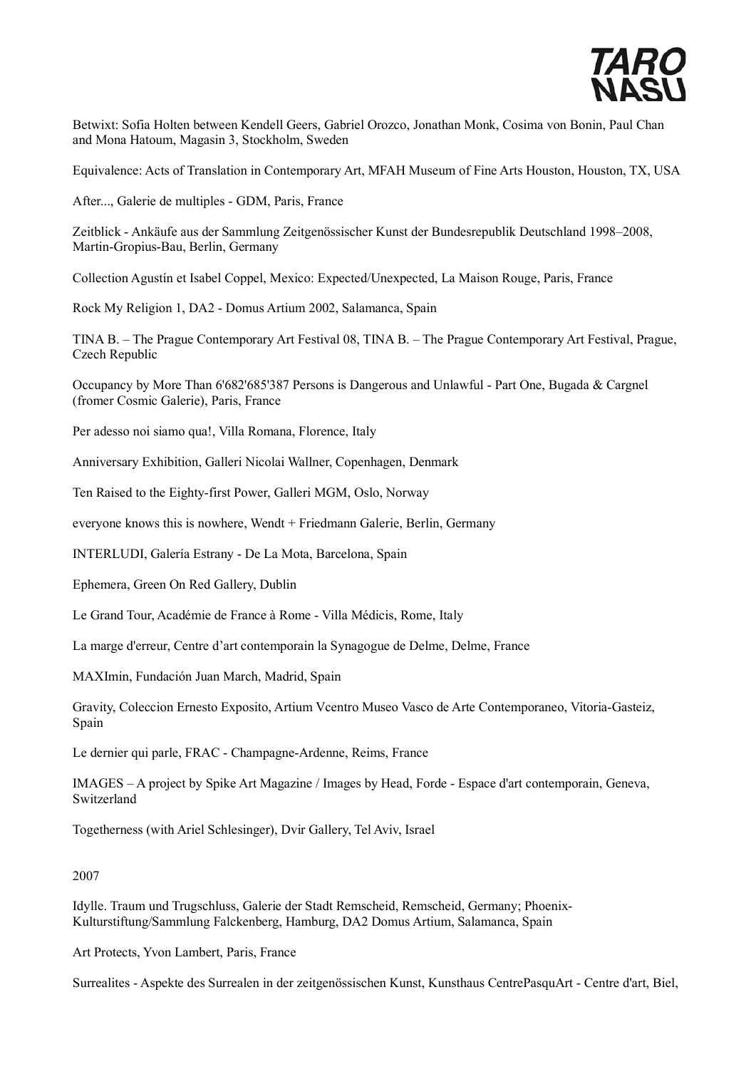Betwixt: Sofia Holten between Kendell Geers, Gabriel Orozco, Jonathan Monk, Cosima von Bonin, Paul Chan and Mona Hatoum, Magasin 3, Stockholm, Sweden

Equivalence: Acts of Translation in Contemporary Art, MFAH Museum of Fine Arts Houston, Houston, TX, USA

After..., Galerie de multiples - GDM, Paris, France

Zeitblick - Ankäufe aus der Sammlung Zeitgenössischer Kunst der Bundesrepublik Deutschland 1998–2008, Martin-Gropius-Bau, Berlin, Germany

Collection Agustín et Isabel Coppel, Mexico: Expected/Unexpected, La Maison Rouge, Paris, France

Rock My Religion 1, DA2 - Domus Artium 2002, Salamanca, Spain

TINA B. – The Prague Contemporary Art Festival 08, TINA B. – The Prague Contemporary Art Festival, Prague, Czech Republic

Occupancy by More Than 6'682'685'387 Persons is Dangerous and Unlawful - Part One, Bugada & Cargnel (fromer Cosmic Galerie), Paris, France

Per adesso noi siamo qua!, Villa Romana, Florence, Italy

Anniversary Exhibition, Galleri Nicolai Wallner, Copenhagen, Denmark

Ten Raised to the Eighty-first Power, Galleri MGM, Oslo, Norway

everyone knows this is nowhere, Wendt + Friedmann Galerie, Berlin, Germany

INTERLUDI, Galería Estrany - De La Mota, Barcelona, Spain

Ephemera, Green On Red Gallery, Dublin

Le Grand Tour, Académie de France à Rome - Villa Médicis, Rome, Italy

La marge d'erreur, Centre d'art contemporain la Synagogue de Delme, Delme, France

MAXImin, Fundación Juan March, Madrid, Spain

Gravity, Coleccion Ernesto Exposito, Artium Vcentro Museo Vasco de Arte Contemporaneo, Vitoria-Gasteiz, Spain

Le dernier qui parle, FRAC - Champagne-Ardenne, Reims, France

IMAGES – A project by Spike Art Magazine / Images by Head, Forde - Espace d'art contemporain, Geneva, Switzerland

Togetherness (with Ariel Schlesinger), Dvir Gallery, Tel Aviv, Israel

2007

Idylle. Traum und Trugschluss, Galerie der Stadt Remscheid, Remscheid, Germany; Phoenix-Kulturstiftung/Sammlung Falckenberg, Hamburg, DA2 Domus Artium, Salamanca, Spain

Art Protects, Yvon Lambert, Paris, France

Surrealites - Aspekte des Surrealen in der zeitgenössischen Kunst, Kunsthaus CentrePasquArt - Centre d'art, Biel,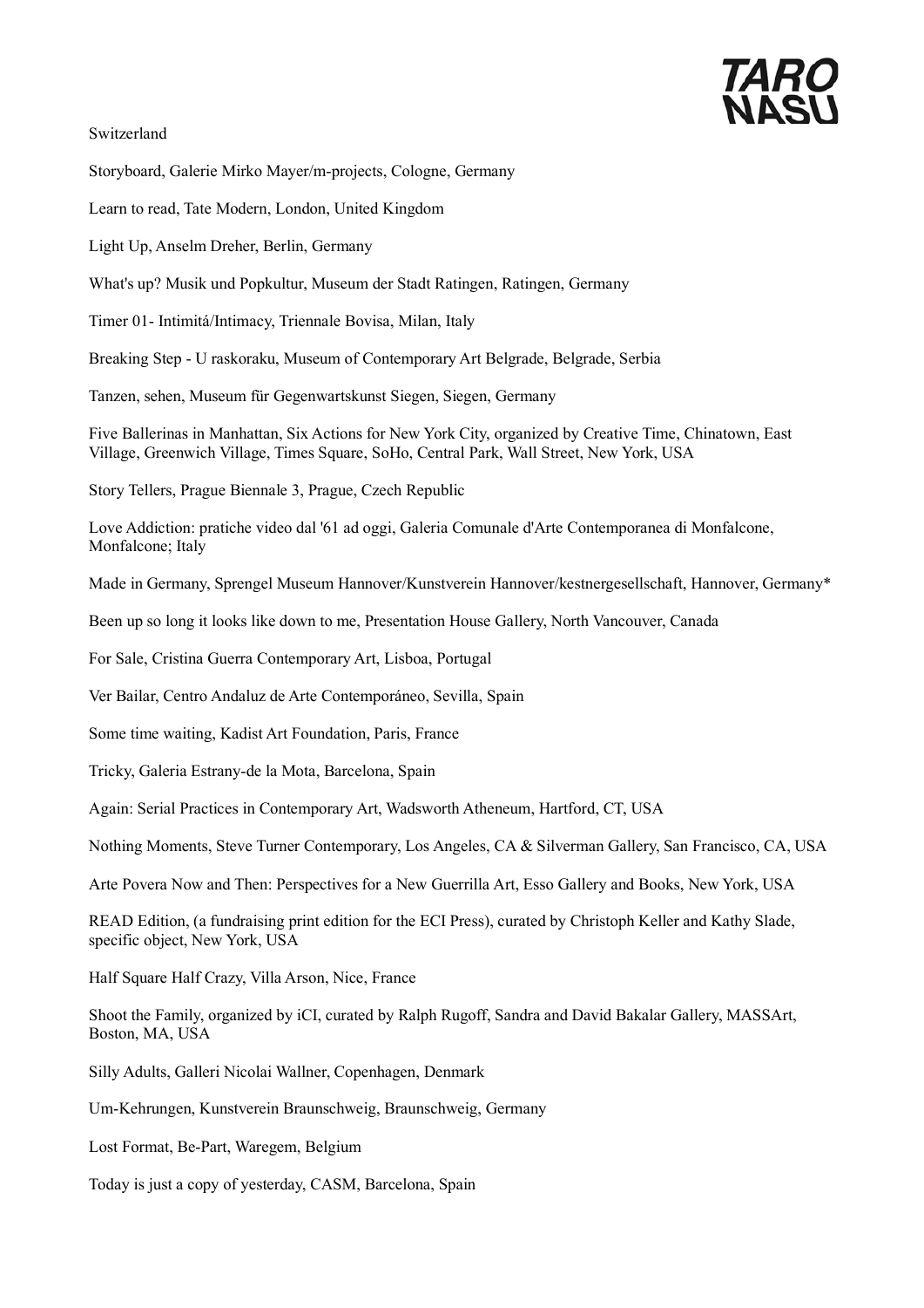Switzerland

Storyboard, Galerie Mirko Mayer/m-projects, Cologne, Germany

Learn to read, Tate Modern, London, United Kingdom

Light Up, Anselm Dreher, Berlin, Germany

What's up? Musik und Popkultur, Museum der Stadt Ratingen, Ratingen, Germany

Timer 01- Intimitá/Intimacy, Triennale Bovisa, Milan, Italy

Breaking Step - U raskoraku, Museum of Contemporary Art Belgrade, Belgrade, Serbia

Tanzen, sehen, Museum für Gegenwartskunst Siegen, Siegen, Germany

Five Ballerinas in Manhattan, Six Actions for New York City, organized by Creative Time, Chinatown, East Village, Greenwich Village, Times Square, SoHo, Central Park, Wall Street, New York, USA

Story Tellers, Prague Biennale 3, Prague, Czech Republic

Love Addiction: pratiche video dal '61 ad oggi, Galeria Comunale d'Arte Contemporanea di Monfalcone, Monfalcone; Italy

Made in Germany, Sprengel Museum Hannover/Kunstverein Hannover/kestnergesellschaft, Hannover, Germany*

Been up so long it looks like down to me, Presentation House Gallery, North Vancouver, Canada

For Sale, Cristina Guerra Contemporary Art, Lisboa, Portugal

Ver Bailar, Centro Andaluz de Arte Contemporáneo, Sevilla, Spain

Some time waiting, Kadist Art Foundation, Paris, France

Tricky, Galeria Estrany-de la Mota, Barcelona, Spain

Again: Serial Practices in Contemporary Art, Wadsworth Atheneum, Hartford, CT, USA

Nothing Moments, Steve Turner Contemporary, Los Angeles, CA & Silverman Gallery, San Francisco, CA, USA

Arte Povera Now and Then: Perspectives for a New Guerrilla Art, Esso Gallery and Books, New York, USA

READ Edition, (a fundraising print edition for the ECI Press), curated by Christoph Keller and Kathy Slade, specific object, New York, USA

Half Square Half Crazy, Villa Arson, Nice, France

Shoot the Family, organized by iCI, curated by Ralph Rugoff, Sandra and David Bakalar Gallery, MASSArt, Boston, MA, USA

Silly Adults, Galleri Nicolai Wallner, Copenhagen, Denmark

Um-Kehrungen, Kunstverein Braunschweig, Braunschweig, Germany

Lost Format, Be-Part, Waregem, Belgium

Today is just a copy of yesterday, CASM, Barcelona, Spain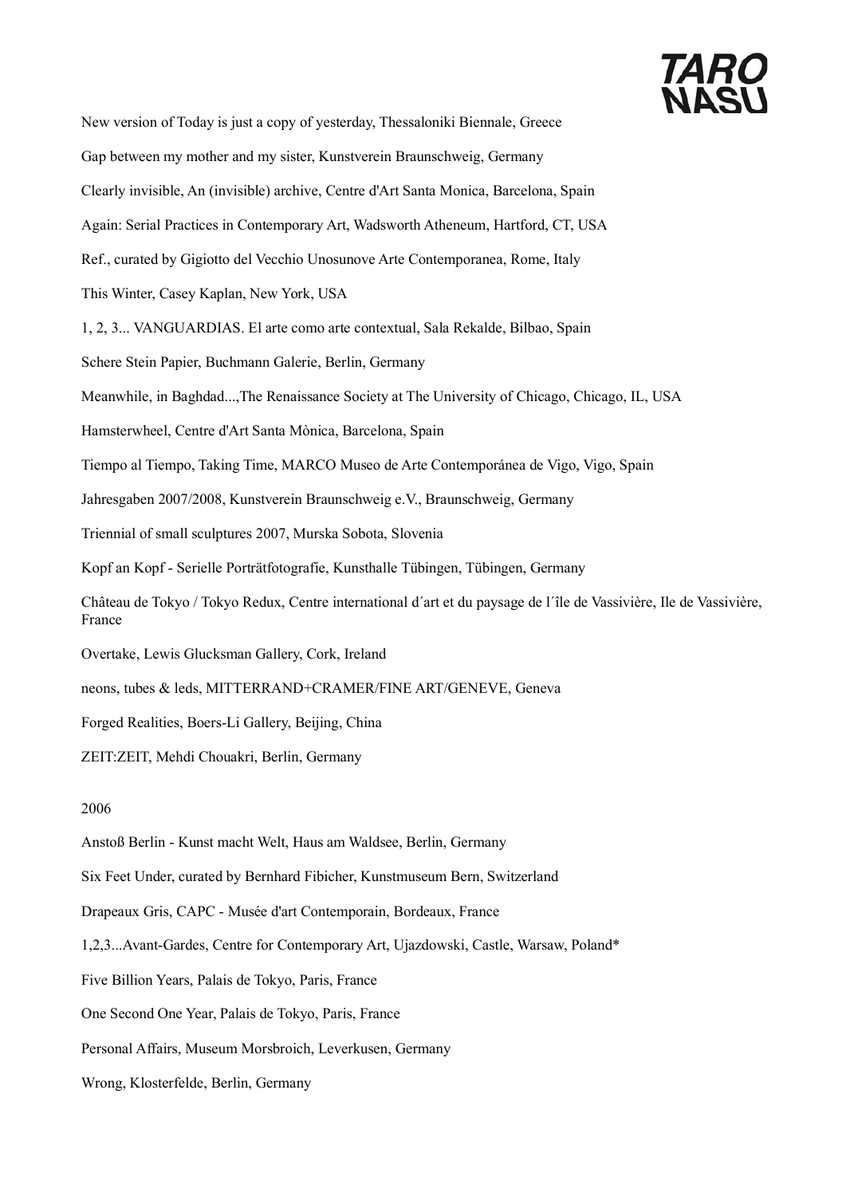New version of Today is just a copy of yesterday, Thessaloniki Biennale, Greece

Gap between my mother and my sister, Kunstverein Braunschweig, Germany

Clearly invisible, An (invisible) archive, Centre d'Art Santa Monica, Barcelona, Spain

Again: Serial Practices in Contemporary Art, Wadsworth Atheneum, Hartford, CT, USA

Ref., curated by Gigiotto del Vecchio Unosunove Arte Contemporanea, Rome, Italy

This Winter, Casey Kaplan, New York, USA

1, 2, 3... VANGUARDIAS. El arte como arte contextual, Sala Rekalde, Bilbao, Spain

Schere Stein Papier, Buchmann Galerie, Berlin, Germany

Meanwhile, in Baghdad...,The Renaissance Society at The University of Chicago, Chicago, IL, USA

Hamsterwheel, Centre d'Art Santa Mònica, Barcelona, Spain

Tiempo al Tiempo, Taking Time, MARCO Museo de Arte Contemporánea de Vigo, Vigo, Spain

Jahresgaben 2007/2008, Kunstverein Braunschweig e.V., Braunschweig, Germany

Triennial of small sculptures 2007, Murska Sobota, Slovenia

Kopf an Kopf - Serielle Porträtfotografie, Kunsthalle Tübingen, Tübingen, Germany

Château de Tokyo / Tokyo Redux, Centre international d´art et du paysage de l´île de Vassivière, Ile de Vassivière, France

Overtake, Lewis Glucksman Gallery, Cork, Ireland

neons, tubes & leds, MITTERRAND+CRAMER/FINE ART/GENEVE, Geneva

Forged Realities, Boers-Li Gallery, Beijing, China

ZEIT:ZEIT, Mehdi Chouakri, Berlin, Germany

2006

Anstoß Berlin - Kunst macht Welt, Haus am Waldsee, Berlin, Germany

Six Feet Under, curated by Bernhard Fibicher, Kunstmuseum Bern, Switzerland

Drapeaux Gris, CAPC - Musée d'art Contemporain, Bordeaux, France

1,2,3...Avant-Gardes, Centre for Contemporary Art, Ujazdowski, Castle, Warsaw, Poland*

Five Billion Years, Palais de Tokyo, Paris, France

One Second One Year, Palais de Tokyo, Paris, France

Personal Affairs, Museum Morsbroich, Leverkusen, Germany

Wrong, Klosterfelde, Berlin, Germany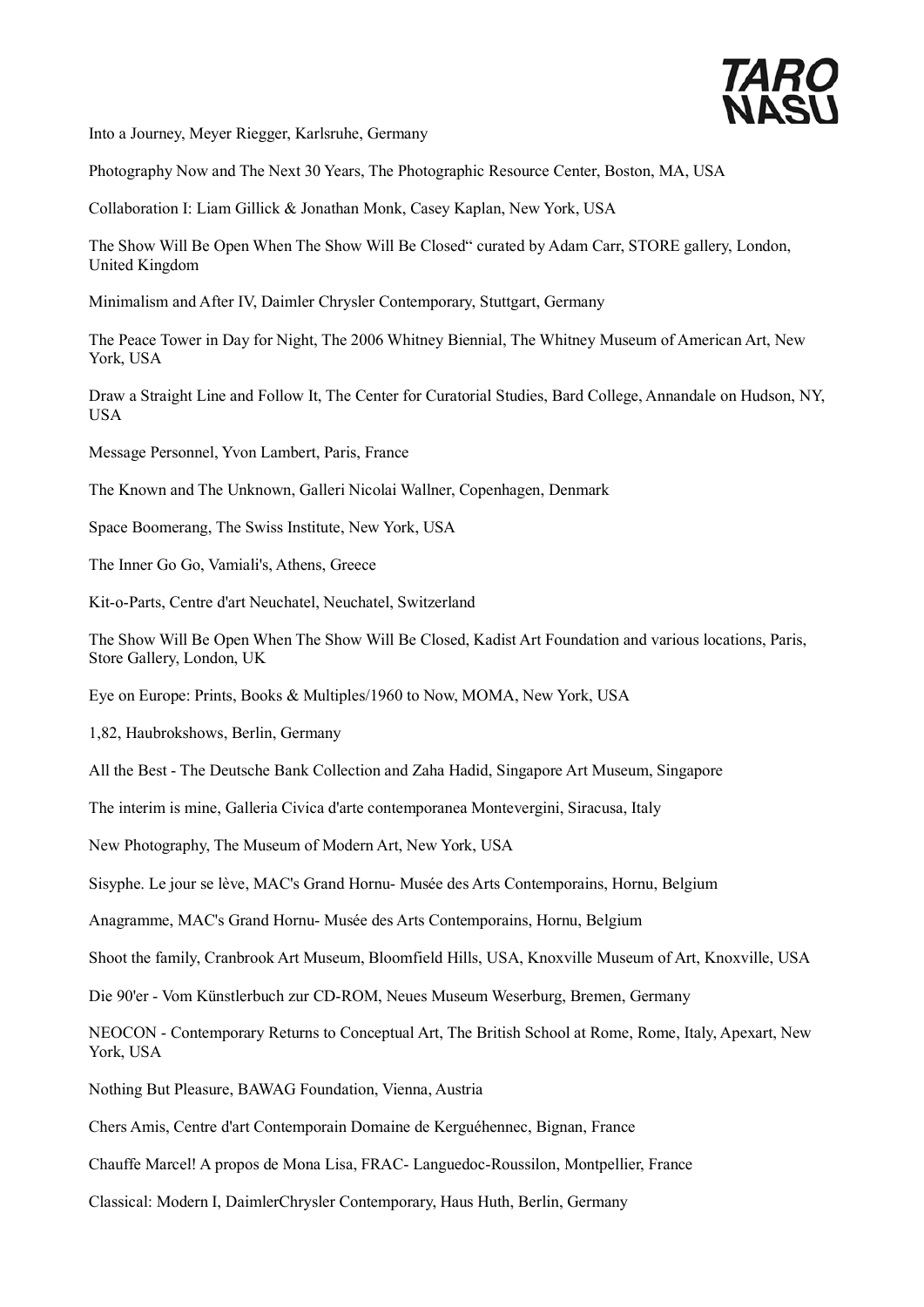Into a Journey, Meyer Riegger, Karlsruhe, Germany

Photography Now and The Next 30 Years, The Photographic Resource Center, Boston, MA, USA

Collaboration I: Liam Gillick & Jonathan Monk, Casey Kaplan, New York, USA

The Show Will Be Open When The Show Will Be Closed" curated by Adam Carr, STORE gallery, London, United Kingdom

Minimalism and After IV, Daimler Chrysler Contemporary, Stuttgart, Germany

The Peace Tower in Day for Night, The 2006 Whitney Biennial, The Whitney Museum of American Art, New York, USA

Draw a Straight Line and Follow It, The Center for Curatorial Studies, Bard College, Annandale on Hudson, NY, USA

Message Personnel, Yvon Lambert, Paris, France

The Known and The Unknown, Galleri Nicolai Wallner, Copenhagen, Denmark

Space Boomerang, The Swiss Institute, New York, USA

The Inner Go Go, Vamiali's, Athens, Greece

Kit-o-Parts, Centre d'art Neuchatel, Neuchatel, Switzerland

The Show Will Be Open When The Show Will Be Closed, Kadist Art Foundation and various locations, Paris, Store Gallery, London, UK

Eye on Europe: Prints, Books & Multiples/1960 to Now, MOMA, New York, USA

1,82, Haubrokshows, Berlin, Germany

All the Best - The Deutsche Bank Collection and Zaha Hadid, Singapore Art Museum, Singapore

The interim is mine, Galleria Civica d'arte contemporanea Montevergini, Siracusa, Italy

New Photography, The Museum of Modern Art, New York, USA

Sisyphe. Le jour se lève, MAC's Grand Hornu- Musée des Arts Contemporains, Hornu, Belgium

Anagramme, MAC's Grand Hornu- Musée des Arts Contemporains, Hornu, Belgium

Shoot the family, Cranbrook Art Museum, Bloomfield Hills, USA, Knoxville Museum of Art, Knoxville, USA

Die 90'er - Vom Künstlerbuch zur CD-ROM, Neues Museum Weserburg, Bremen, Germany

NEOCON - Contemporary Returns to Conceptual Art, The British School at Rome, Rome, Italy, Apexart, New York, USA

Nothing But Pleasure, BAWAG Foundation, Vienna, Austria

Chers Amis, Centre d'art Contemporain Domaine de Kerguéhennec, Bignan, France

Chauffe Marcel! A propos de Mona Lisa, FRAC- Languedoc-Roussilon, Montpellier, France

Classical: Modern I, DaimlerChrysler Contemporary, Haus Huth, Berlin, Germany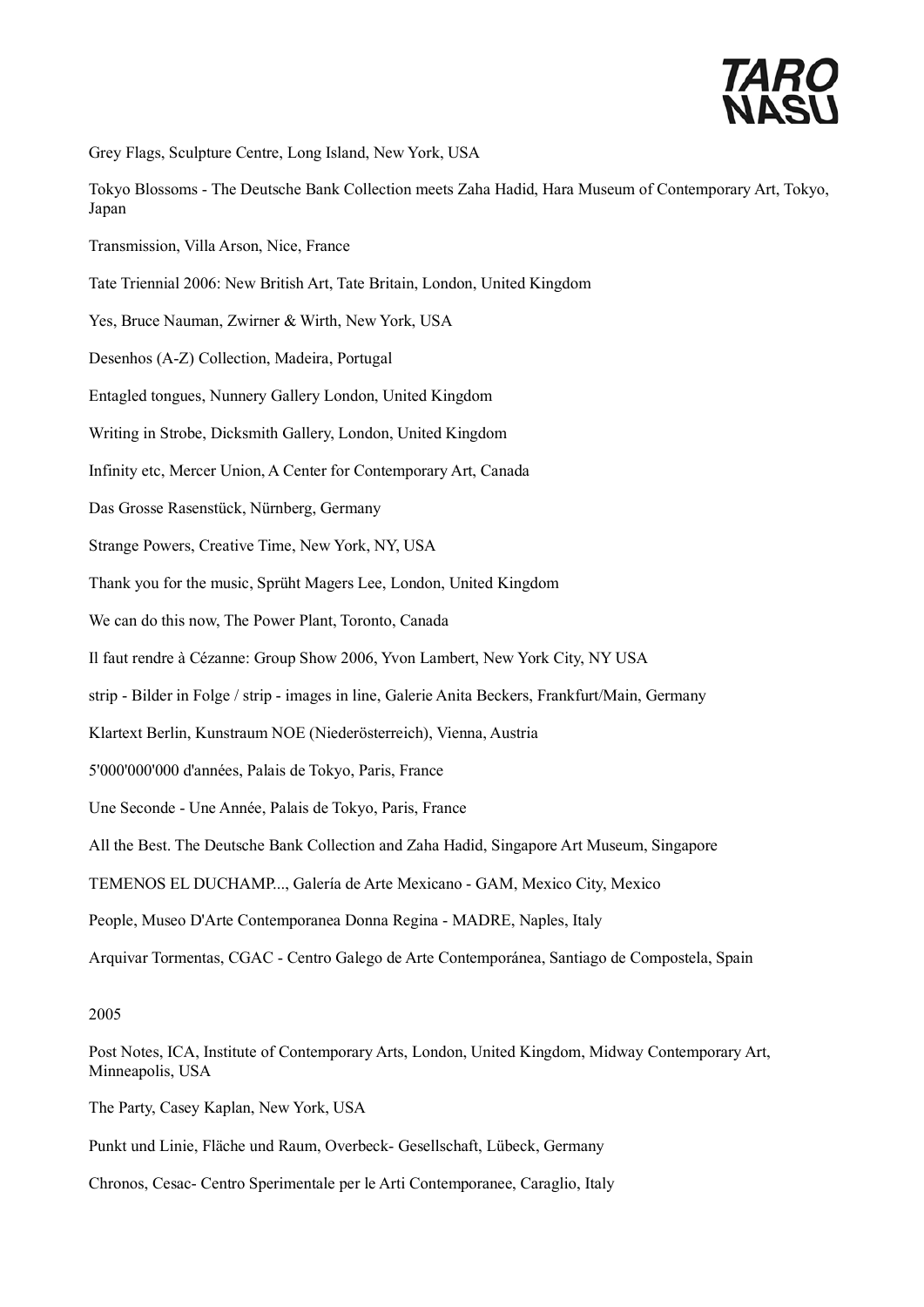Grey Flags, Sculpture Centre, Long Island, New York, USA

Tokyo Blossoms - The Deutsche Bank Collection meets Zaha Hadid, Hara Museum of Contemporary Art, Tokyo, Japan

Transmission, Villa Arson, Nice, France

Tate Triennial 2006: New British Art, Tate Britain, London, United Kingdom

Yes, Bruce Nauman, Zwirner & Wirth, New York, USA

Desenhos (A-Z) Collection, Madeira, Portugal

Entagled tongues, Nunnery Gallery London, United Kingdom

Writing in Strobe, Dicksmith Gallery, London, United Kingdom

Infinity etc, Mercer Union, A Center for Contemporary Art, Canada

Das Grosse Rasenstück, Nürnberg, Germany

Strange Powers, Creative Time, New York, NY, USA

Thank you for the music, Sprüht Magers Lee, London, United Kingdom

We can do this now, The Power Plant, Toronto, Canada

Il faut rendre à Cézanne: Group Show 2006, Yvon Lambert, New York City, NY USA

strip - Bilder in Folge / strip - images in line, Galerie Anita Beckers, Frankfurt/Main, Germany

Klartext Berlin, Kunstraum NOE (Niederösterreich), Vienna, Austria

5'000'000'000 d'années, Palais de Tokyo, Paris, France

Une Seconde - Une Année, Palais de Tokyo, Paris, France

All the Best. The Deutsche Bank Collection and Zaha Hadid, Singapore Art Museum, Singapore

TEMENOS EL DUCHAMP..., Galería de Arte Mexicano - GAM, Mexico City, Mexico

People, Museo D'Arte Contemporanea Donna Regina - MADRE, Naples, Italy

Arquivar Tormentas, CGAC - Centro Galego de Arte Contemporánea, Santiago de Compostela, Spain

2005

Post Notes, ICA, Institute of Contemporary Arts, London, United Kingdom, Midway Contemporary Art, Minneapolis, USA

The Party, Casey Kaplan, New York, USA

Punkt und Linie, Fläche und Raum, Overbeck- Gesellschaft, Lübeck, Germany

Chronos, Cesac- Centro Sperimentale per le Arti Contemporanee, Caraglio, Italy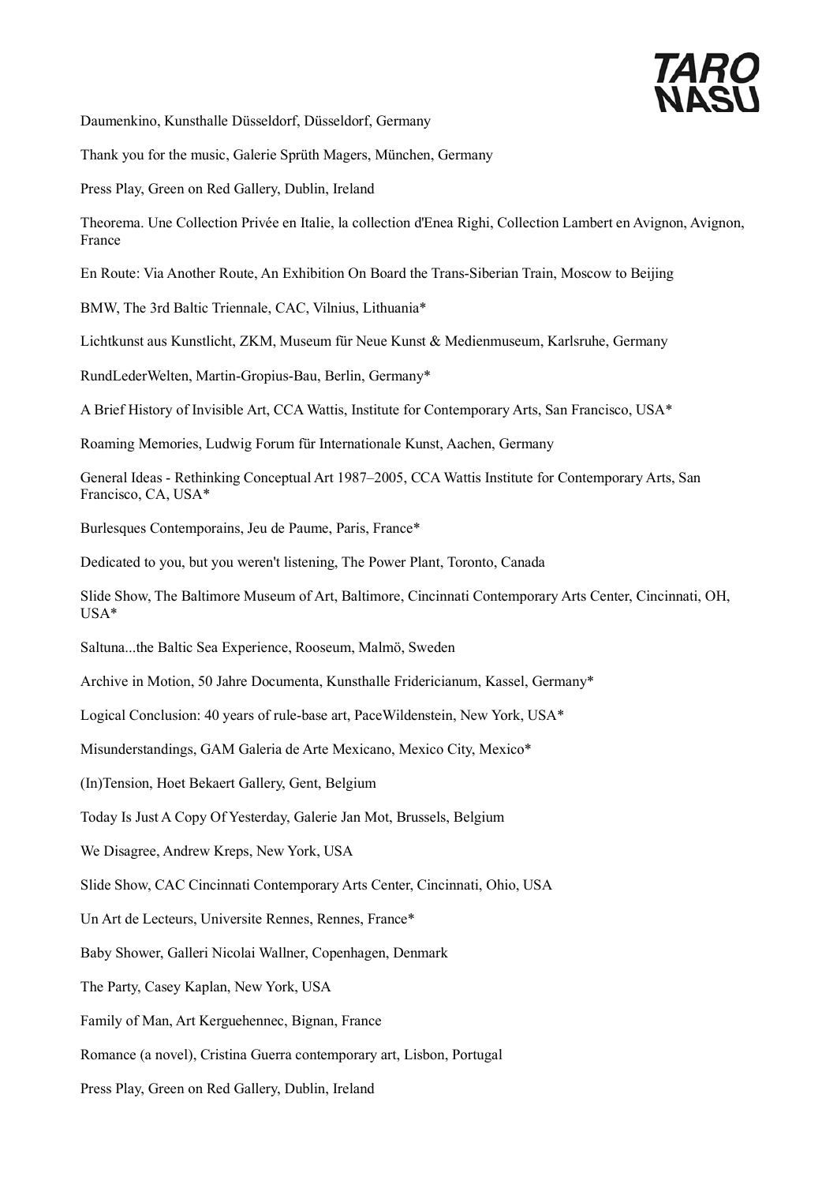Daumenkino, Kunsthalle Düsseldorf, Düsseldorf, Germany

Thank you for the music, Galerie Sprüth Magers, München, Germany

Press Play, Green on Red Gallery, Dublin, Ireland

Theorema. Une Collection Privée en Italie, la collection d'Enea Righi, Collection Lambert en Avignon, Avignon, France

En Route: Via Another Route, An Exhibition On Board the Trans-Siberian Train, Moscow to Beijing

BMW, The 3rd Baltic Triennale, CAC, Vilnius, Lithuania*

Lichtkunst aus Kunstlicht, ZKM, Museum für Neue Kunst & Medienmuseum, Karlsruhe, Germany

RundLederWelten, Martin-Gropius-Bau, Berlin, Germany*

A Brief History of Invisible Art, CCA Wattis, Institute for Contemporary Arts, San Francisco, USA*

Roaming Memories, Ludwig Forum für Internationale Kunst, Aachen, Germany

General Ideas - Rethinking Conceptual Art 1987–2005, CCA Wattis Institute for Contemporary Arts, San Francisco, CA, USA*

Burlesques Contemporains, Jeu de Paume, Paris, France*

Dedicated to you, but you weren't listening, The Power Plant, Toronto, Canada

Slide Show, The Baltimore Museum of Art, Baltimore, Cincinnati Contemporary Arts Center, Cincinnati, OH, USA*

Saltuna...the Baltic Sea Experience, Rooseum, Malmö, Sweden

Archive in Motion, 50 Jahre Documenta, Kunsthalle Fridericianum, Kassel, Germany*

Logical Conclusion: 40 years of rule-base art, PaceWildenstein, New York, USA*

Misunderstandings, GAM Galeria de Arte Mexicano, Mexico City, Mexico*

(In)Tension, Hoet Bekaert Gallery, Gent, Belgium

Today Is Just A Copy Of Yesterday, Galerie Jan Mot, Brussels, Belgium

We Disagree, Andrew Kreps, New York, USA

Slide Show, CAC Cincinnati Contemporary Arts Center, Cincinnati, Ohio, USA

Un Art de Lecteurs, Universite Rennes, Rennes, France*

Baby Shower, Galleri Nicolai Wallner, Copenhagen, Denmark

The Party, Casey Kaplan, New York, USA

Family of Man, Art Kerguehennec, Bignan, France

Romance (a novel), Cristina Guerra contemporary art, Lisbon, Portugal

Press Play, Green on Red Gallery, Dublin, Ireland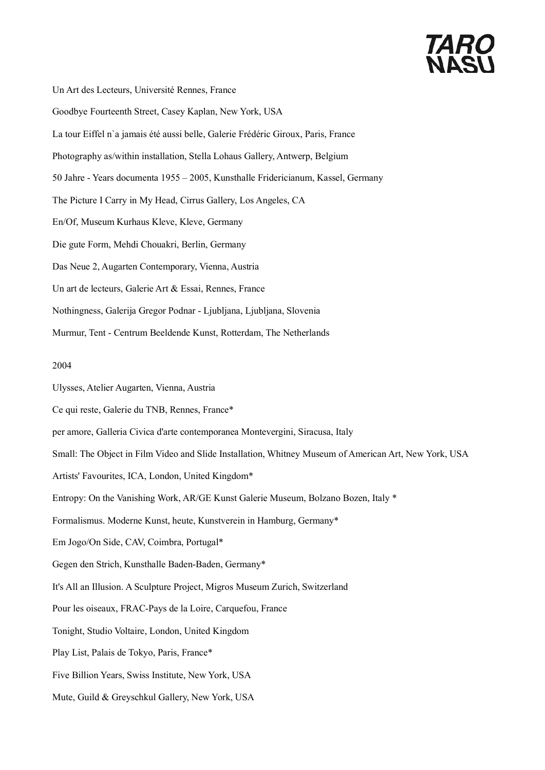Un Art des Lecteurs, Université Rennes, France

Goodbye Fourteenth Street, Casey Kaplan, New York, USA

La tour Eiffel n`a jamais été aussi belle, Galerie Frédéric Giroux, Paris, France

Photography as/within installation, Stella Lohaus Gallery, Antwerp, Belgium

50 Jahre - Years documenta 1955 – 2005, Kunsthalle Fridericianum, Kassel, Germany

The Picture I Carry in My Head, Cirrus Gallery, Los Angeles, CA

En/Of, Museum Kurhaus Kleve, Kleve, Germany

Die gute Form, Mehdi Chouakri, Berlin, Germany

Das Neue 2, Augarten Contemporary, Vienna, Austria

Un art de lecteurs, Galerie Art & Essai, Rennes, France

Nothingness, Galerija Gregor Podnar - Ljubljana, Ljubljana, Slovenia

Murmur, Tent - Centrum Beeldende Kunst, Rotterdam, The Netherlands

2004

Ulysses, Atelier Augarten, Vienna, Austria

Ce qui reste, Galerie du TNB, Rennes, France*

per amore, Galleria Civica d'arte contemporanea Montevergini, Siracusa, Italy

Small: The Object in Film Video and Slide Installation, Whitney Museum of American Art, New York, USA

Artists' Favourites, ICA, London, United Kingdom*

Entropy: On the Vanishing Work, AR/GE Kunst Galerie Museum, Bolzano Bozen, Italy *

Formalismus. Moderne Kunst, heute, Kunstverein in Hamburg, Germany*

Em Jogo/On Side, CAV, Coimbra, Portugal*

Gegen den Strich, Kunsthalle Baden-Baden, Germany*

It's All an Illusion. A Sculpture Project, Migros Museum Zurich, Switzerland

Pour les oiseaux, FRAC-Pays de la Loire, Carquefou, France

Tonight, Studio Voltaire, London, United Kingdom

Play List, Palais de Tokyo, Paris, France*

Five Billion Years, Swiss Institute, New York, USA

Mute, Guild & Greyschkul Gallery, New York, USA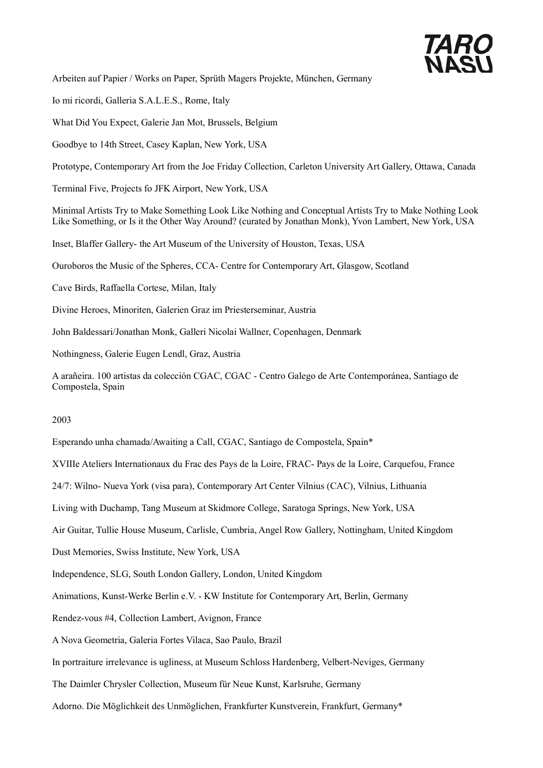Arbeiten auf Papier / Works on Paper, Sprüth Magers Projekte, München, Germany

Io mi ricordi, Galleria S.A.L.E.S., Rome, Italy

What Did You Expect, Galerie Jan Mot, Brussels, Belgium

Goodbye to 14th Street, Casey Kaplan, New York, USA

Prototype, Contemporary Art from the Joe Friday Collection, Carleton University Art Gallery, Ottawa, Canada

Terminal Five, Projects fo JFK Airport, New York, USA

Minimal Artists Try to Make Something Look Like Nothing and Conceptual Artists Try to Make Nothing Look Like Something, or Is it the Other Way Around? (curated by Jonathan Monk), Yvon Lambert, New York, USA

Inset, Blaffer Gallery- the Art Museum of the University of Houston, Texas, USA

Ouroboros the Music of the Spheres, CCA- Centre for Contemporary Art, Glasgow, Scotland

Cave Birds, Raffaella Cortese, Milan, Italy

Divine Heroes, Minoriten, Galerien Graz im Priesterseminar, Austria

John Baldessari/Jonathan Monk, Galleri Nicolai Wallner, Copenhagen, Denmark

Nothingness, Galerie Eugen Lendl, Graz, Austria

A arañeira. 100 artistas da colección CGAC, CGAC - Centro Galego de Arte Contemporánea, Santiago de Compostela, Spain

2003

Esperando unha chamada/Awaiting a Call, CGAC, Santiago de Compostela, Spain*

XVIIIe Ateliers Internationaux du Frac des Pays de la Loire, FRAC- Pays de la Loire, Carquefou, France

24/7: Wilno- Nueva York (visa para), Contemporary Art Center Vilnius (CAC), Vilnius, Lithuania

Living with Duchamp, Tang Museum at Skidmore College, Saratoga Springs, New York, USA

Air Guitar, Tullie House Museum, Carlisle, Cumbria, Angel Row Gallery, Nottingham, United Kingdom

Dust Memories, Swiss Institute, New York, USA

Independence, SLG, South London Gallery, London, United Kingdom

Animations, Kunst-Werke Berlin e.V. - KW Institute for Contemporary Art, Berlin, Germany

Rendez-vous #4, Collection Lambert, Avignon, France

A Nova Geometria, Galeria Fortes Vilaca, Sao Paulo, Brazil

In portraiture irrelevance is ugliness, at Museum Schloss Hardenberg, Velbert-Neviges, Germany

The Daimler Chrysler Collection, Museum für Neue Kunst, Karlsruhe, Germany

Adorno. Die Möglichkeit des Unmöglichen, Frankfurter Kunstverein, Frankfurt, Germany*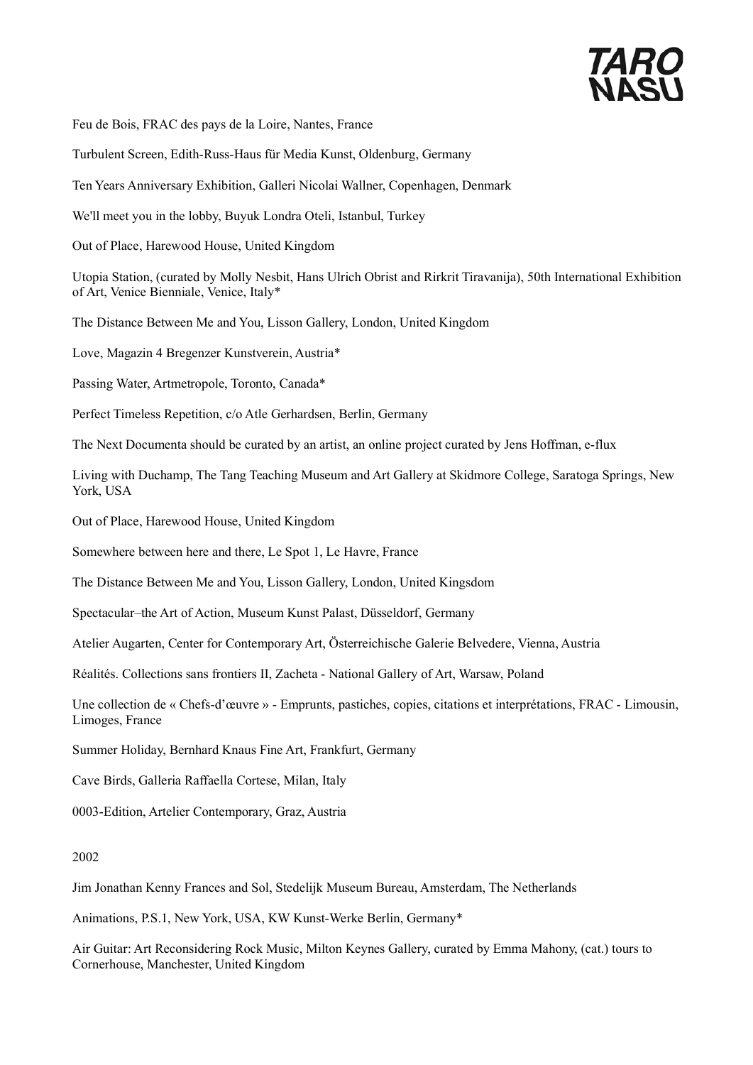Feu de Bois, FRAC des pays de la Loire, Nantes, France

Turbulent Screen, Edith-Russ-Haus für Media Kunst, Oldenburg, Germany

Ten Years Anniversary Exhibition, Galleri Nicolai Wallner, Copenhagen, Denmark

We'll meet you in the lobby, Buyuk Londra Oteli, Istanbul, Turkey

Out of Place, Harewood House, United Kingdom

Utopia Station, (curated by Molly Nesbit, Hans Ulrich Obrist and Rirkrit Tiravanija), 50th International Exhibition of Art, Venice Bienniale, Venice, Italy*

The Distance Between Me and You, Lisson Gallery, London, United Kingdom

Love, Magazin 4 Bregenzer Kunstverein, Austria*

Passing Water, Artmetropole, Toronto, Canada*

Perfect Timeless Repetition, c/o Atle Gerhardsen, Berlin, Germany

The Next Documenta should be curated by an artist, an online project curated by Jens Hoffman, e-flux

Living with Duchamp, The Tang Teaching Museum and Art Gallery at Skidmore College, Saratoga Springs, New York, USA

Out of Place, Harewood House, United Kingdom

Somewhere between here and there, Le Spot 1, Le Havre, France

The Distance Between Me and You, Lisson Gallery, London, United Kingsdom

Spectacular–the Art of Action, Museum Kunst Palast, Düsseldorf, Germany

Atelier Augarten, Center for Contemporary Art, Österreichische Galerie Belvedere, Vienna, Austria

Réalités. Collections sans frontiers II, Zacheta - National Gallery of Art, Warsaw, Poland

Une collection de « Chefs-d'œuvre » - Emprunts, pastiches, copies, citations et interprétations, FRAC - Limousin, Limoges, France

Summer Holiday, Bernhard Knaus Fine Art, Frankfurt, Germany

Cave Birds, Galleria Raffaella Cortese, Milan, Italy

0003-Edition, Artelier Contemporary, Graz, Austria

2002

Jim Jonathan Kenny Frances and Sol, Stedelijk Museum Bureau, Amsterdam, The Netherlands

Animations, P.S.1, New York, USA, KW Kunst-Werke Berlin, Germany*

Air Guitar: Art Reconsidering Rock Music, Milton Keynes Gallery, curated by Emma Mahony, (cat.) tours to Cornerhouse, Manchester, United Kingdom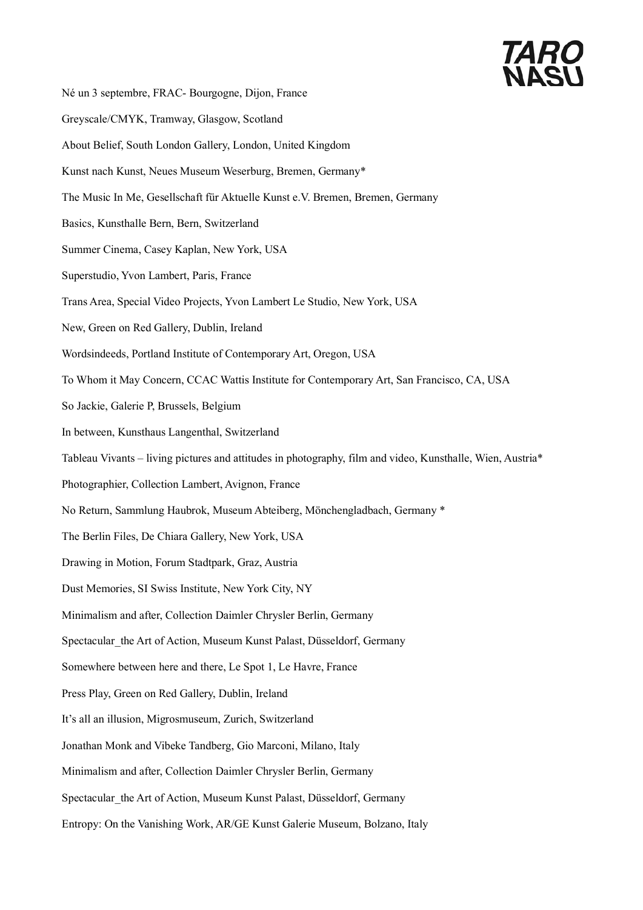Né un 3 septembre, FRAC- Bourgogne, Dijon, France

Greyscale/CMYK, Tramway, Glasgow, Scotland

About Belief, South London Gallery, London, United Kingdom

Kunst nach Kunst, Neues Museum Weserburg, Bremen, Germany*

The Music In Me, Gesellschaft für Aktuelle Kunst e.V. Bremen, Bremen, Germany

Basics, Kunsthalle Bern, Bern, Switzerland

Summer Cinema, Casey Kaplan, New York, USA

Superstudio, Yvon Lambert, Paris, France

Trans Area, Special Video Projects, Yvon Lambert Le Studio, New York, USA

New, Green on Red Gallery, Dublin, Ireland

Wordsindeeds, Portland Institute of Contemporary Art, Oregon, USA

To Whom it May Concern, CCAC Wattis Institute for Contemporary Art, San Francisco, CA, USA

So Jackie, Galerie P, Brussels, Belgium

In between, Kunsthaus Langenthal, Switzerland

Tableau Vivants – living pictures and attitudes in photography, film and video, Kunsthalle, Wien, Austria*

Photographier, Collection Lambert, Avignon, France

No Return, Sammlung Haubrok, Museum Abteiberg, Mönchengladbach, Germany *

The Berlin Files, De Chiara Gallery, New York, USA

Drawing in Motion, Forum Stadtpark, Graz, Austria

Dust Memories, SI Swiss Institute, New York City, NY

Minimalism and after, Collection Daimler Chrysler Berlin, Germany

Spectacular_the Art of Action, Museum Kunst Palast, Düsseldorf, Germany

Somewhere between here and there, Le Spot 1, Le Havre, France

Press Play, Green on Red Gallery, Dublin, Ireland

It's all an illusion, Migrosmuseum, Zurich, Switzerland

Jonathan Monk and Vibeke Tandberg, Gio Marconi, Milano, Italy

Minimalism and after, Collection Daimler Chrysler Berlin, Germany

Spectacular_the Art of Action, Museum Kunst Palast, Düsseldorf, Germany

Entropy: On the Vanishing Work, AR/GE Kunst Galerie Museum, Bolzano, Italy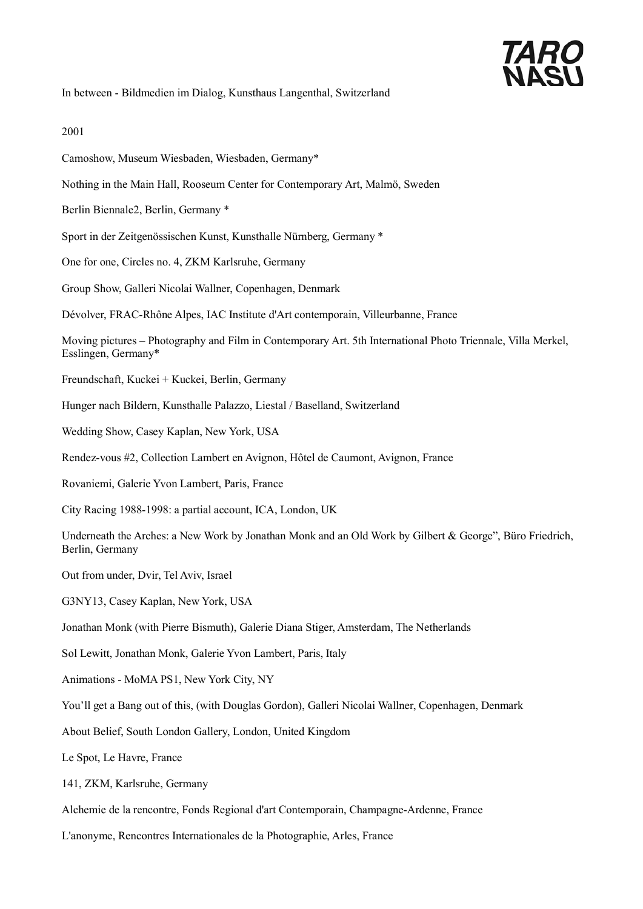In between - Bildmedien im Dialog, Kunsthaus Langenthal, Switzerland

2001

Camoshow, Museum Wiesbaden, Wiesbaden, Germany*

Nothing in the Main Hall, Rooseum Center for Contemporary Art, Malmö, Sweden

Berlin Biennale2, Berlin, Germany *

Sport in der Zeitgenössischen Kunst, Kunsthalle Nürnberg, Germany *

One for one, Circles no. 4, ZKM Karlsruhe, Germany

Group Show, Galleri Nicolai Wallner, Copenhagen, Denmark

Dévolver, FRAC-Rhône Alpes, IAC Institute d'Art contemporain, Villeurbanne, France

Moving pictures – Photography and Film in Contemporary Art. 5th International Photo Triennale, Villa Merkel, Esslingen, Germany*

Freundschaft, Kuckei + Kuckei, Berlin, Germany

Hunger nach Bildern, Kunsthalle Palazzo, Liestal / Baselland, Switzerland

Wedding Show, Casey Kaplan, New York, USA

Rendez-vous #2, Collection Lambert en Avignon, Hôtel de Caumont, Avignon, France

Rovaniemi, Galerie Yvon Lambert, Paris, France

City Racing 1988-1998: a partial account, ICA, London, UK

Underneath the Arches: a New Work by Jonathan Monk and an Old Work by Gilbert & George", Büro Friedrich, Berlin, Germany

Out from under, Dvir, Tel Aviv, Israel

G3NY13, Casey Kaplan, New York, USA

Jonathan Monk (with Pierre Bismuth), Galerie Diana Stiger, Amsterdam, The Netherlands

Sol Lewitt, Jonathan Monk, Galerie Yvon Lambert, Paris, Italy

Animations - MoMA PS1, New York City, NY

You'll get a Bang out of this, (with Douglas Gordon), Galleri Nicolai Wallner, Copenhagen, Denmark

About Belief, South London Gallery, London, United Kingdom

Le Spot, Le Havre, France

141, ZKM, Karlsruhe, Germany

Alchemie de la rencontre, Fonds Regional d'art Contemporain, Champagne-Ardenne, France

L'anonyme, Rencontres Internationales de la Photographie, Arles, France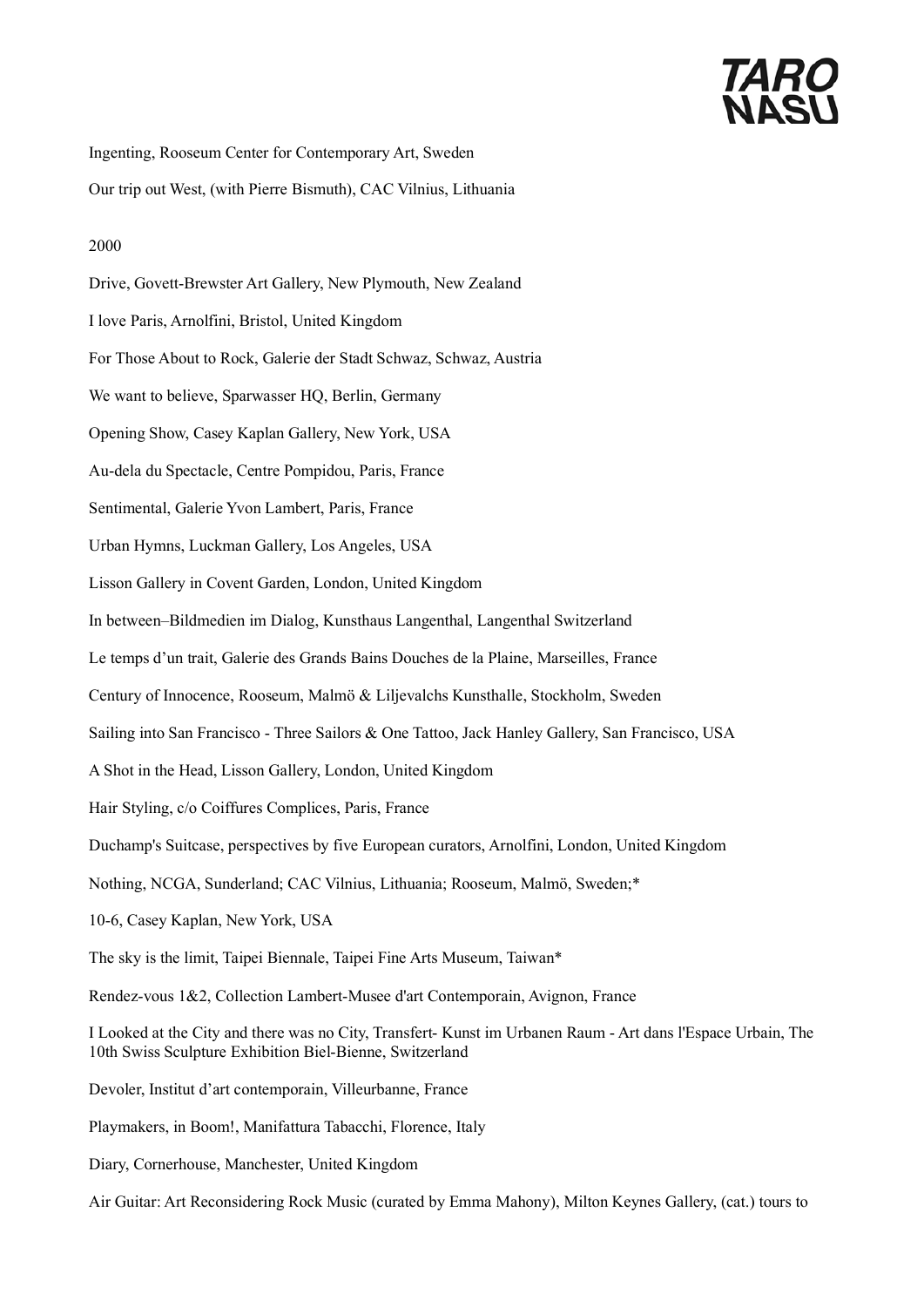Ingenting, Rooseum Center for Contemporary Art, Sweden

Our trip out West, (with Pierre Bismuth), CAC Vilnius, Lithuania

2000

Drive, Govett-Brewster Art Gallery, New Plymouth, New Zealand

I love Paris, Arnolfini, Bristol, United Kingdom

For Those About to Rock, Galerie der Stadt Schwaz, Schwaz, Austria

We want to believe, Sparwasser HQ, Berlin, Germany

Opening Show, Casey Kaplan Gallery, New York, USA

Au-dela du Spectacle, Centre Pompidou, Paris, France

Sentimental, Galerie Yvon Lambert, Paris, France

Urban Hymns, Luckman Gallery, Los Angeles, USA

Lisson Gallery in Covent Garden, London, United Kingdom

In between–Bildmedien im Dialog, Kunsthaus Langenthal, Langenthal Switzerland

Le temps d'un trait, Galerie des Grands Bains Douches de la Plaine, Marseilles, France

Century of Innocence, Rooseum, Malmö & Liljevalchs Kunsthalle, Stockholm, Sweden

Sailing into San Francisco - Three Sailors & One Tattoo, Jack Hanley Gallery, San Francisco, USA

A Shot in the Head, Lisson Gallery, London, United Kingdom

Hair Styling, c/o Coiffures Complices, Paris, France

Duchamp's Suitcase, perspectives by five European curators, Arnolfini, London, United Kingdom

Nothing, NCGA, Sunderland; CAC Vilnius, Lithuania; Rooseum, Malmö, Sweden;*

10-6, Casey Kaplan, New York, USA

The sky is the limit, Taipei Biennale, Taipei Fine Arts Museum, Taiwan*

Rendez-vous 1&2, Collection Lambert-Musee d'art Contemporain, Avignon, France

I Looked at the City and there was no City, Transfert- Kunst im Urbanen Raum - Art dans l'Espace Urbain, The 10th Swiss Sculpture Exhibition Biel-Bienne, Switzerland

Devoler, Institut d'art contemporain, Villeurbanne, France

Playmakers, in Boom!, Manifattura Tabacchi, Florence, Italy

Diary, Cornerhouse, Manchester, United Kingdom

Air Guitar: Art Reconsidering Rock Music (curated by Emma Mahony), Milton Keynes Gallery, (cat.) tours to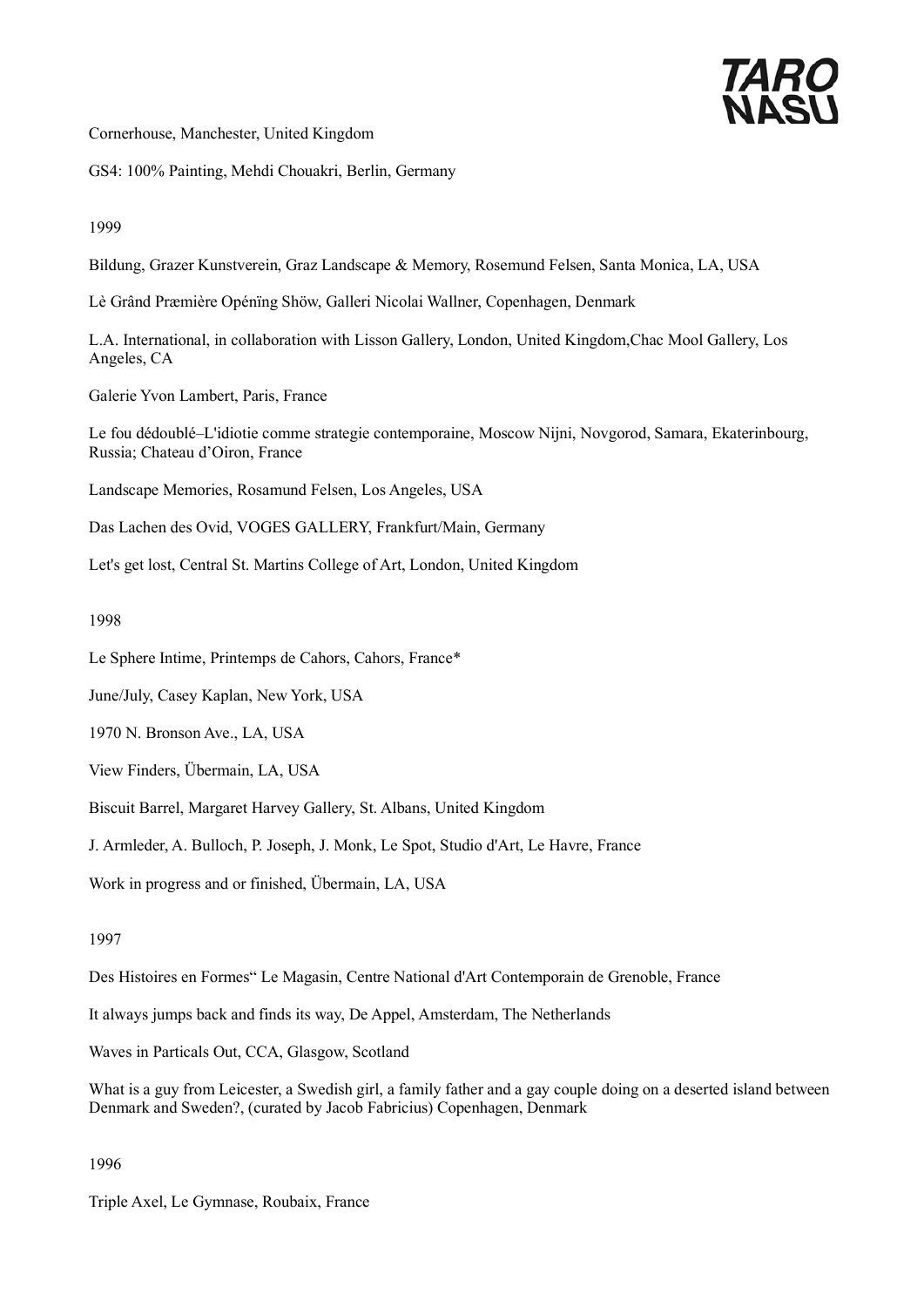Cornerhouse, Manchester, United Kingdom

GS4: 100% Painting, Mehdi Chouakri, Berlin, Germany

1999

Bildung, Grazer Kunstverein, Graz Landscape & Memory, Rosemund Felsen, Santa Monica, LA, USA

Lè Grând Præmière Opénïng Shöw, Galleri Nicolai Wallner, Copenhagen, Denmark

L.A. International, in collaboration with Lisson Gallery, London, United Kingdom,Chac Mool Gallery, Los Angeles, CA

Galerie Yvon Lambert, Paris, France

Le fou dédoublé–L'idiotie comme strategie contemporaine, Moscow Nijni, Novgorod, Samara, Ekaterinbourg, Russia; Chateau d'Oiron, France

Landscape Memories, Rosamund Felsen, Los Angeles, USA

Das Lachen des Ovid, VOGES GALLERY, Frankfurt/Main, Germany

Let's get lost, Central St. Martins College of Art, London, United Kingdom

1998

Le Sphere Intime, Printemps de Cahors, Cahors, France*

June/July, Casey Kaplan, New York, USA

1970 N. Bronson Ave., LA, USA

View Finders, Übermain, LA, USA

Biscuit Barrel, Margaret Harvey Gallery, St. Albans, United Kingdom

J. Armleder, A. Bulloch, P. Joseph, J. Monk, Le Spot, Studio d'Art, Le Havre, France

Work in progress and or finished, Übermain, LA, USA

1997

Des Histoires en Formes" Le Magasin, Centre National d'Art Contemporain de Grenoble, France

It always jumps back and finds its way, De Appel, Amsterdam, The Netherlands

Waves in Particals Out, CCA, Glasgow, Scotland

What is a guy from Leicester, a Swedish girl, a family father and a gay couple doing on a deserted island between Denmark and Sweden?, (curated by Jacob Fabricius) Copenhagen, Denmark

1996

Triple Axel, Le Gymnase, Roubaix, France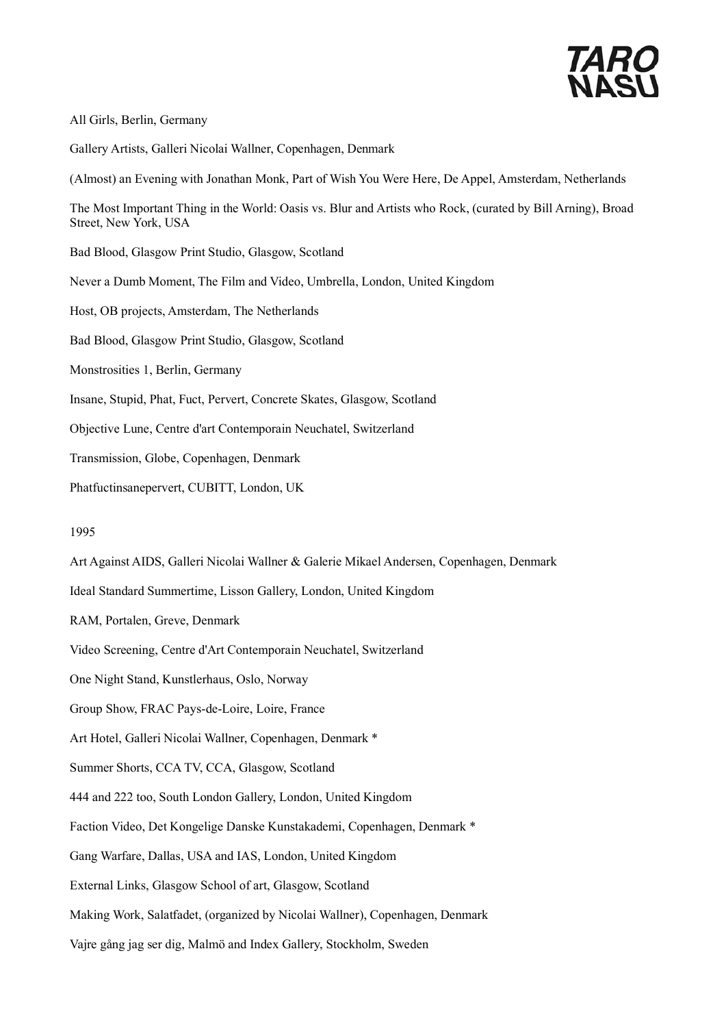All Girls, Berlin, Germany

Gallery Artists, Galleri Nicolai Wallner, Copenhagen, Denmark

(Almost) an Evening with Jonathan Monk, Part of Wish You Were Here, De Appel, Amsterdam, Netherlands

The Most Important Thing in the World: Oasis vs. Blur and Artists who Rock, (curated by Bill Arning), Broad Street, New York, USA

Bad Blood, Glasgow Print Studio, Glasgow, Scotland

Never a Dumb Moment, The Film and Video, Umbrella, London, United Kingdom

Host, OB projects, Amsterdam, The Netherlands

Bad Blood, Glasgow Print Studio, Glasgow, Scotland

Monstrosities 1, Berlin, Germany

Insane, Stupid, Phat, Fuct, Pervert, Concrete Skates, Glasgow, Scotland

Objective Lune, Centre d'art Contemporain Neuchatel, Switzerland

Transmission, Globe, Copenhagen, Denmark

Phatfuctinsanepervert, CUBITT, London, UK

1995

Art Against AIDS, Galleri Nicolai Wallner & Galerie Mikael Andersen, Copenhagen, Denmark

Ideal Standard Summertime, Lisson Gallery, London, United Kingdom

RAM, Portalen, Greve, Denmark

Video Screening, Centre d'Art Contemporain Neuchatel, Switzerland

One Night Stand, Kunstlerhaus, Oslo, Norway

Group Show, FRAC Pays-de-Loire, Loire, France

Art Hotel, Galleri Nicolai Wallner, Copenhagen, Denmark *

Summer Shorts, CCA TV, CCA, Glasgow, Scotland

444 and 222 too, South London Gallery, London, United Kingdom

Faction Video, Det Kongelige Danske Kunstakademi, Copenhagen, Denmark *

Gang Warfare, Dallas, USA and IAS, London, United Kingdom

External Links, Glasgow School of art, Glasgow, Scotland

Making Work, Salatfadet, (organized by Nicolai Wallner), Copenhagen, Denmark

Vajre gång jag ser dig, Malmö and Index Gallery, Stockholm, Sweden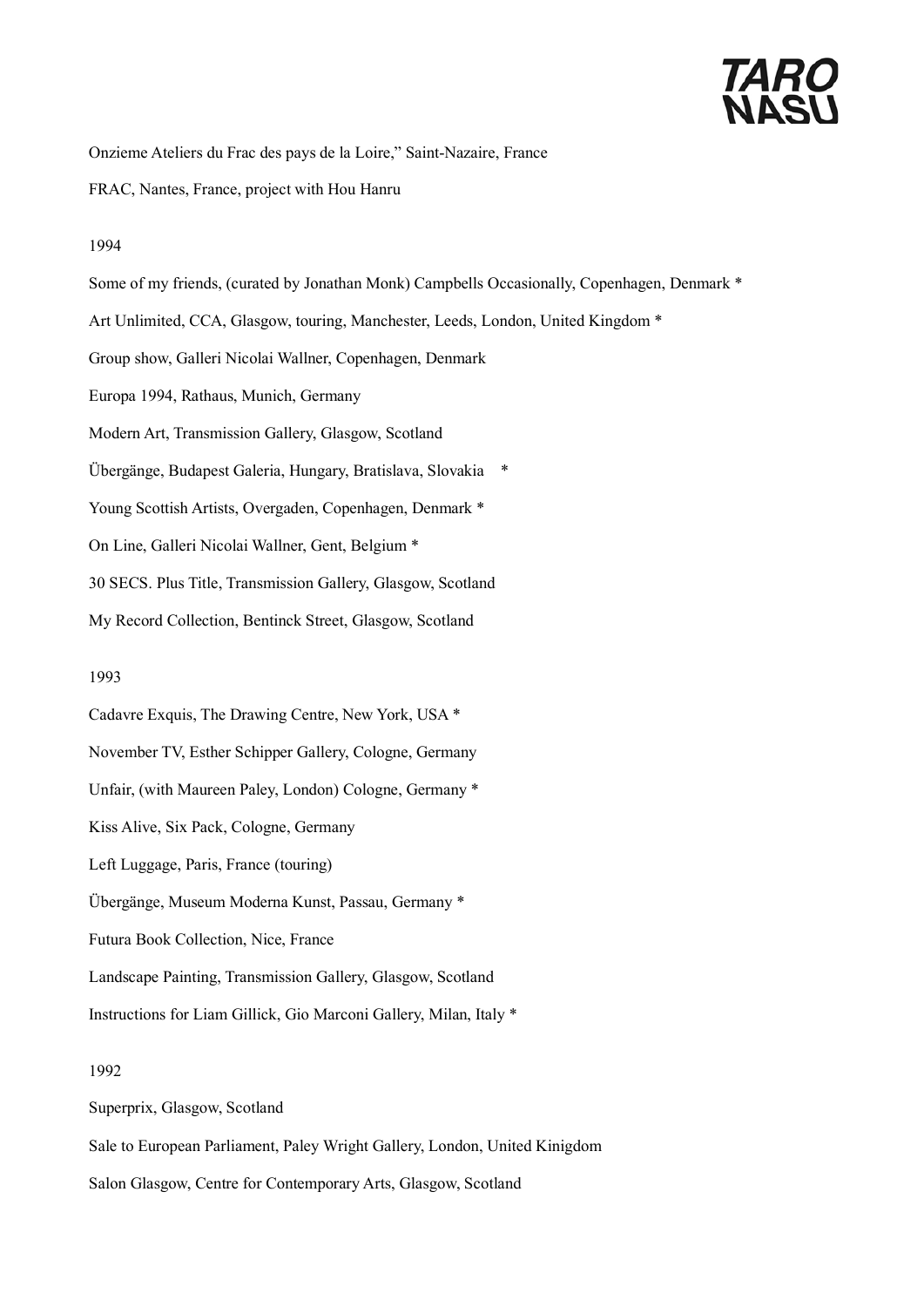Onzieme Ateliers du Frac des pays de la Loire," Saint-Nazaire, France

FRAC, Nantes, France, project with Hou Hanru

1994

Some of my friends, (curated by Jonathan Monk) Campbells Occasionally, Copenhagen, Denmark *

Art Unlimited, CCA, Glasgow, touring, Manchester, Leeds, London, United Kingdom *

Group show, Galleri Nicolai Wallner, Copenhagen, Denmark

Europa 1994, Rathaus, Munich, Germany

Modern Art, Transmission Gallery, Glasgow, Scotland

Übergänge, Budapest Galeria, Hungary, Bratislava, Slovakia *

Young Scottish Artists, Overgaden, Copenhagen, Denmark *

On Line, Galleri Nicolai Wallner, Gent, Belgium *

30 SECS. Plus Title, Transmission Gallery, Glasgow, Scotland

My Record Collection, Bentinck Street, Glasgow, Scotland

1993

Cadavre Exquis, The Drawing Centre, New York, USA *

November TV, Esther Schipper Gallery, Cologne, Germany

Unfair, (with Maureen Paley, London) Cologne, Germany *

Kiss Alive, Six Pack, Cologne, Germany

Left Luggage, Paris, France (touring)

Übergänge, Museum Moderna Kunst, Passau, Germany *

Futura Book Collection, Nice, France

Landscape Painting, Transmission Gallery, Glasgow, Scotland

Instructions for Liam Gillick, Gio Marconi Gallery, Milan, Italy *

1992

Superprix, Glasgow, Scotland

Sale to European Parliament, Paley Wright Gallery, London, United Kinigdom

Salon Glasgow, Centre for Contemporary Arts, Glasgow, Scotland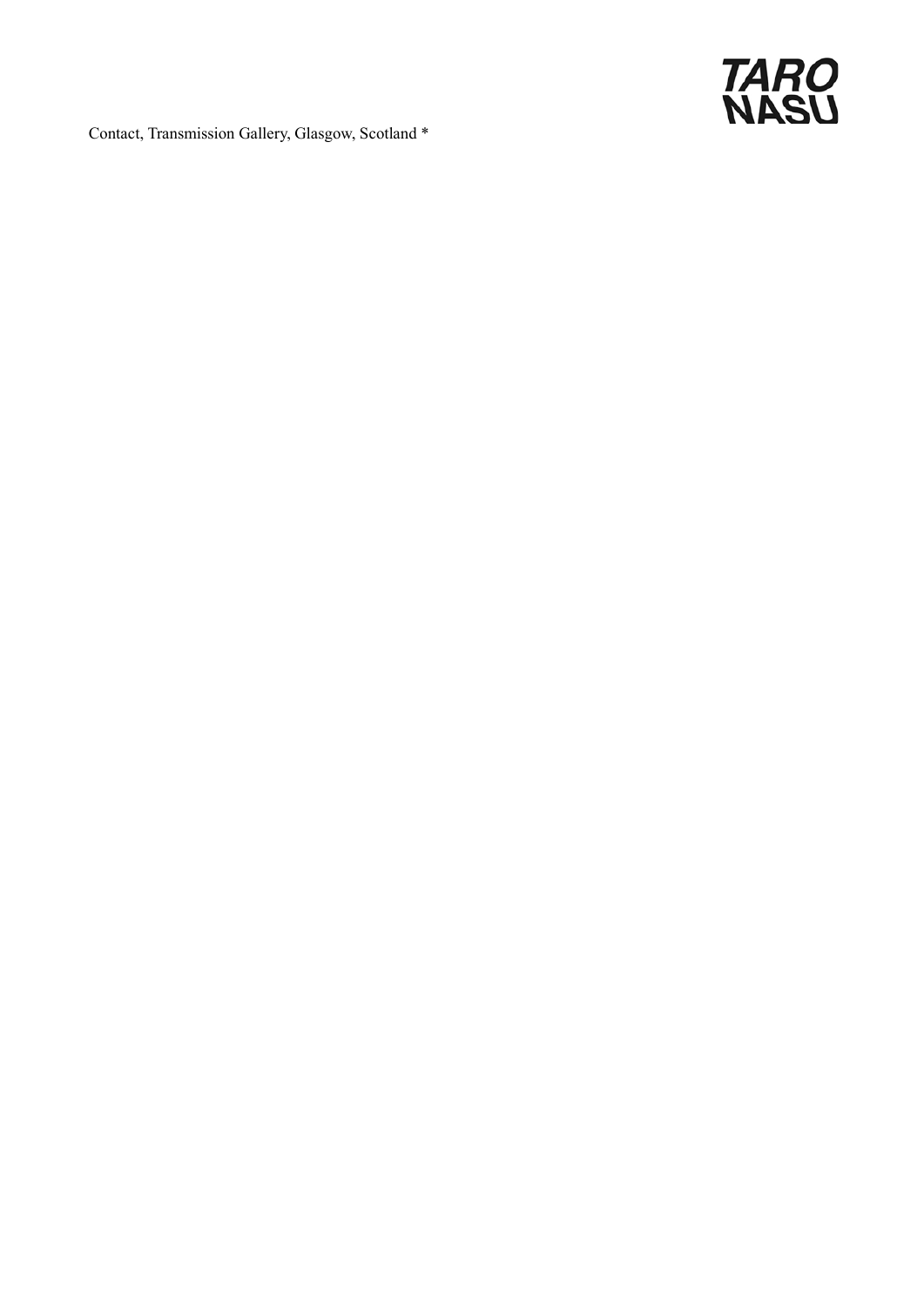Contact, Transmission Gallery, Glasgow, Scotland *